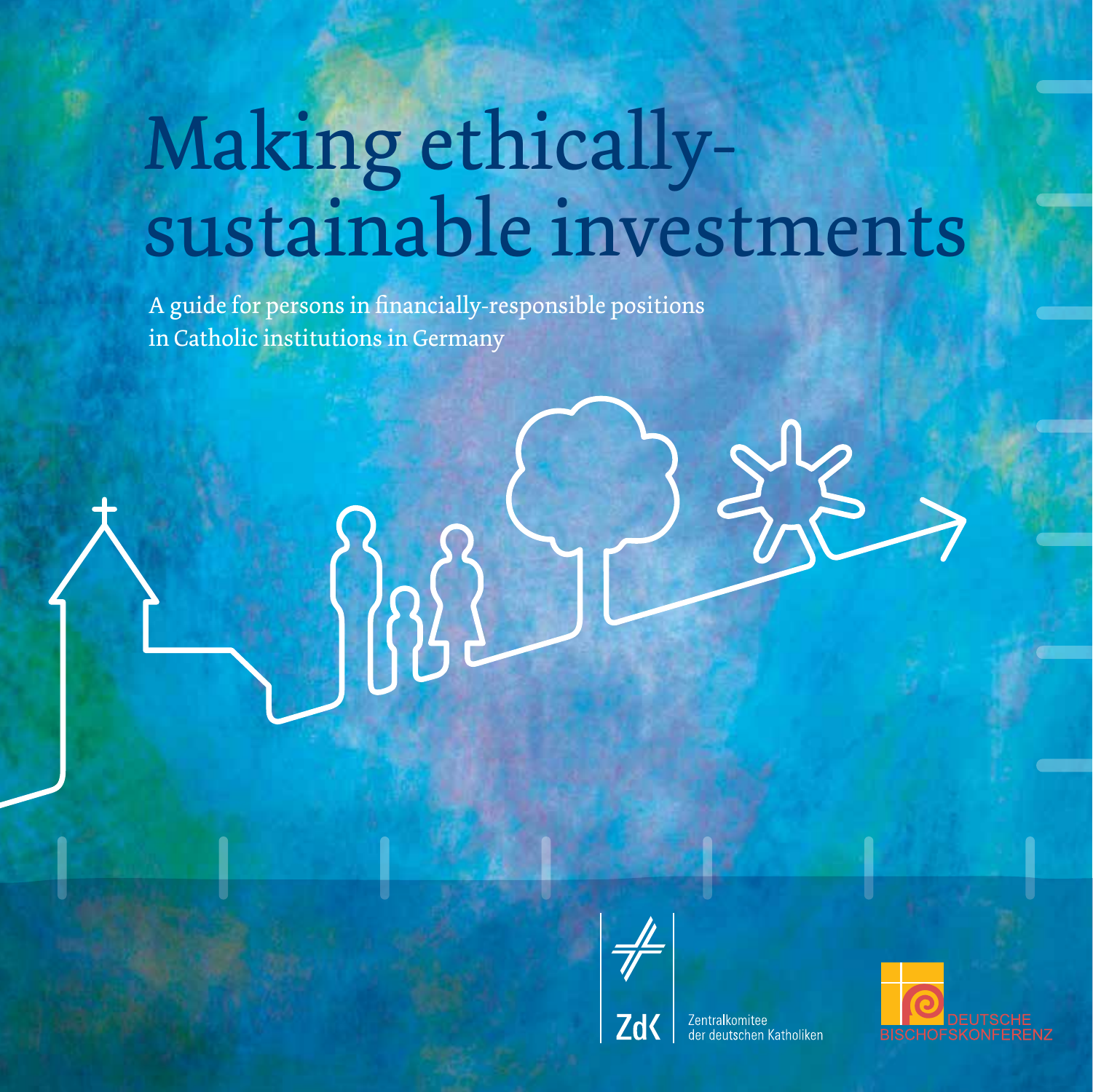# Making ethically-sustainable investments

A guide for persons in financially-responsible positions in Catholic institutions in Germany

ZdK Zentralkomitee der deutschen Katholiken

DEUTSCHE BISCHOFSKONFERENZ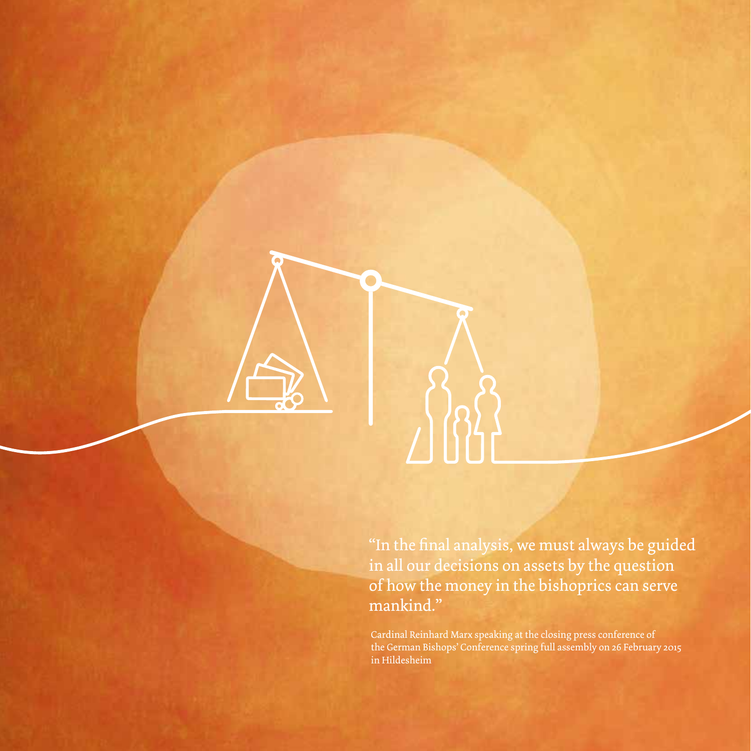"In the final analysis, we must always be guided in all our decisions on assets by the question of how the money in the bishoprics can serve mankind."

Cardinal Reinhard Marx speaking at the closing press conference of the German Bishops' Conference spring full assembly on 26 February 2015 in Hildesheim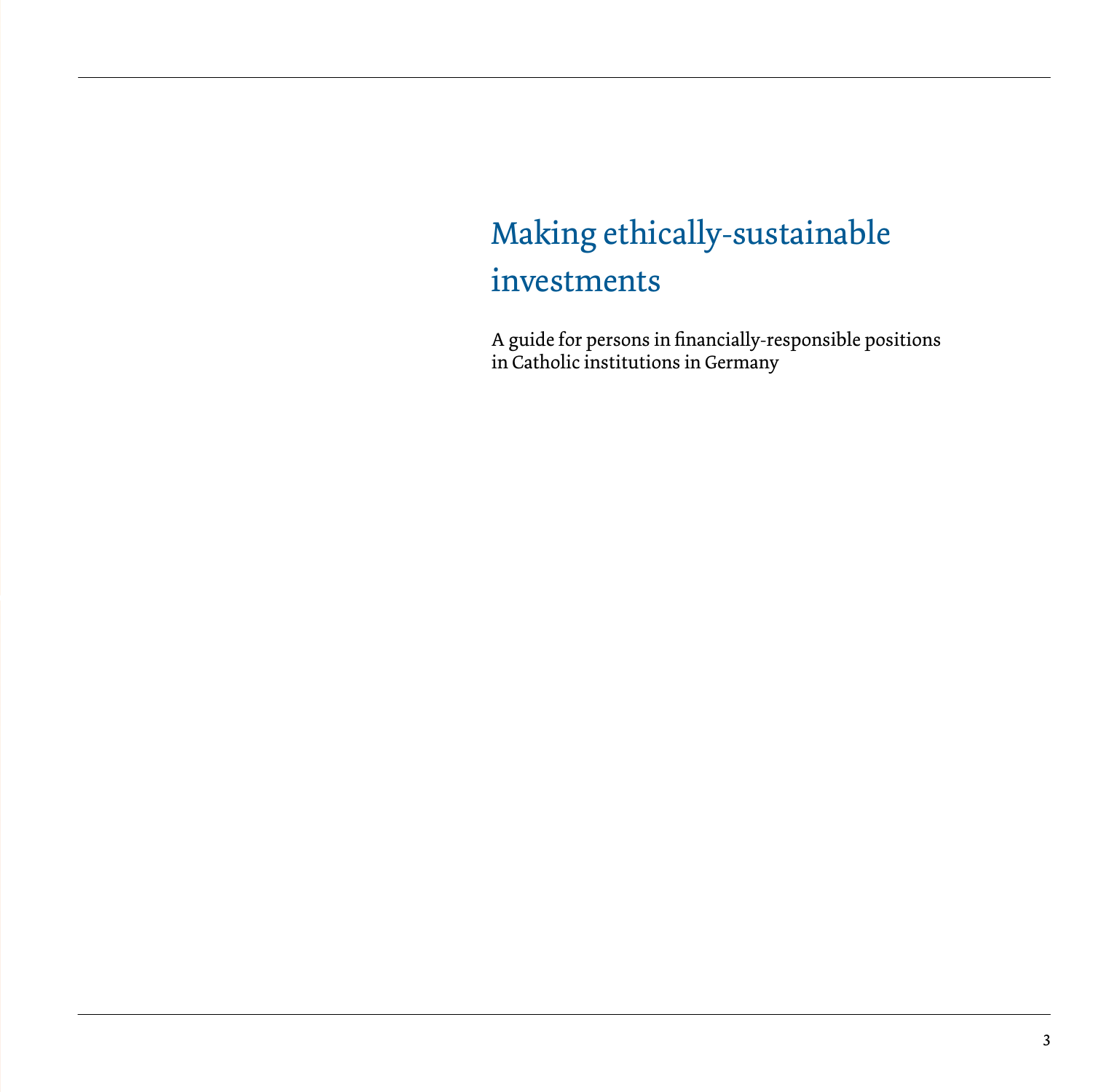# Making ethically-sustainable investments

A guide for persons in financially-responsible positions in Catholic institutions in Germany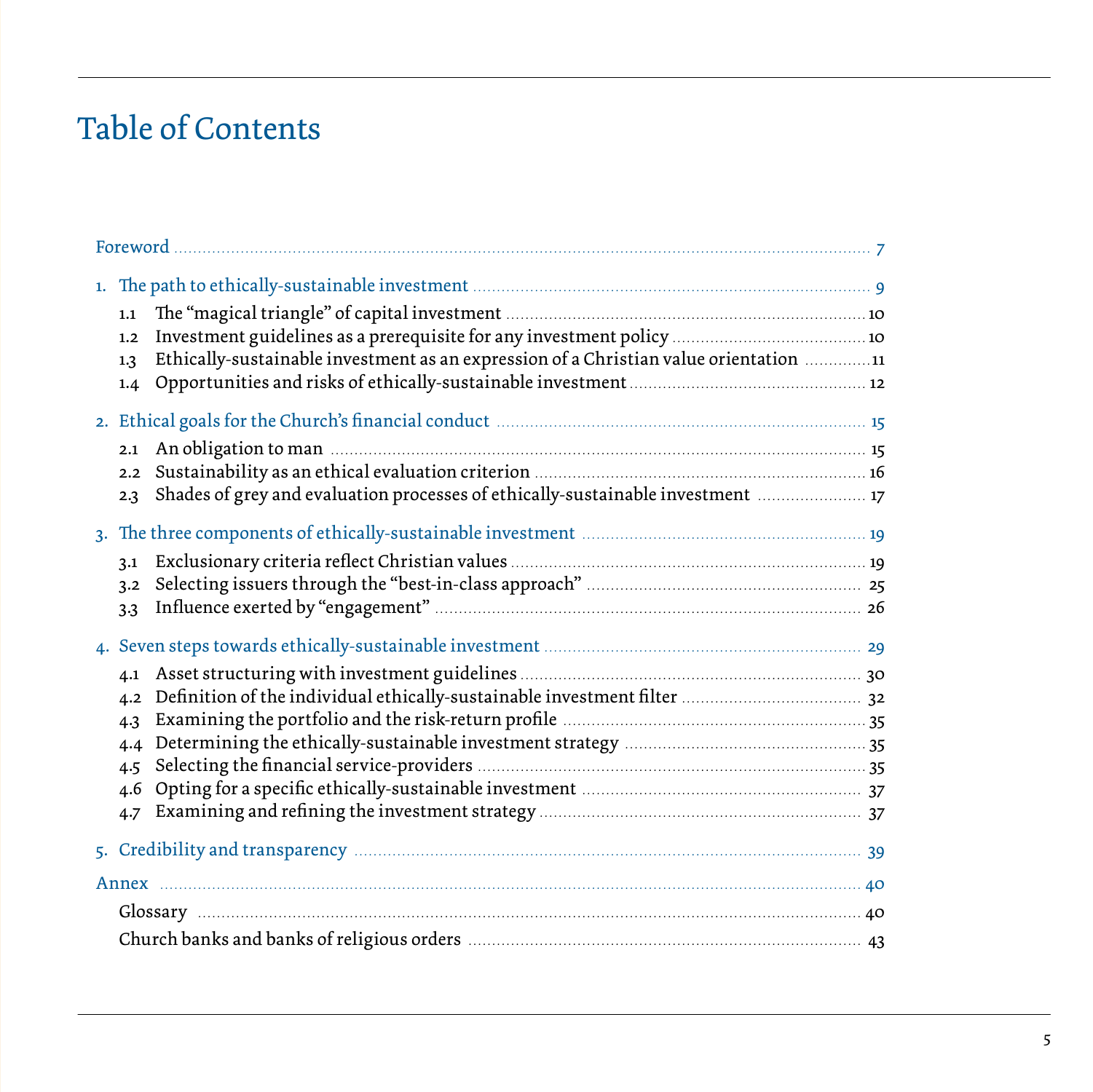# Table of Contents

Foreword ... 7

1. The path to ethically-sustainable investment ... 9
   - 1.1 The "magical triangle" of capital investment ... 10
   - 1.2 Investment guidelines as a prerequisite for any investment policy ... 10
   - 1.3 Ethically-sustainable investment as an expression of a Christian value orientation ... 11
   - 1.4 Opportunities and risks of ethically-sustainable investment ... 12

2. Ethical goals for the Church's financial conduct ... 15
   - 2.1 An obligation to man ... 15
   - 2.2 Sustainability as an ethical evaluation criterion ... 16
   - 2.3 Shades of grey and evaluation processes of ethically-sustainable investment ... 17

3. The three components of ethically-sustainable investment ... 19
   - 3.1 Exclusionary criteria reflect Christian values ... 19
   - 3.2 Selecting issuers through the "best-in-class approach" ... 25
   - 3.3 Influence exerted by "engagement" ... 26

4. Seven steps towards ethically-sustainable investment ... 29
   - 4.1 Asset structuring with investment guidelines ... 30
   - 4.2 Definition of the individual ethically-sustainable investment filter ... 32
   - 4.3 Examining the portfolio and the risk-return profile ... 35
   - 4.4 Determining the ethically-sustainable investment strategy ... 35
   - 4.5 Selecting the financial service-providers ... 35
   - 4.6 Opting for a specific ethically-sustainable investment ... 37
   - 4.7 Examining and refining the investment strategy ... 37

5. Credibility and transparency ... 39

Annex ... 40
- Glossary ... 40
- Church banks and banks of religious orders ... 43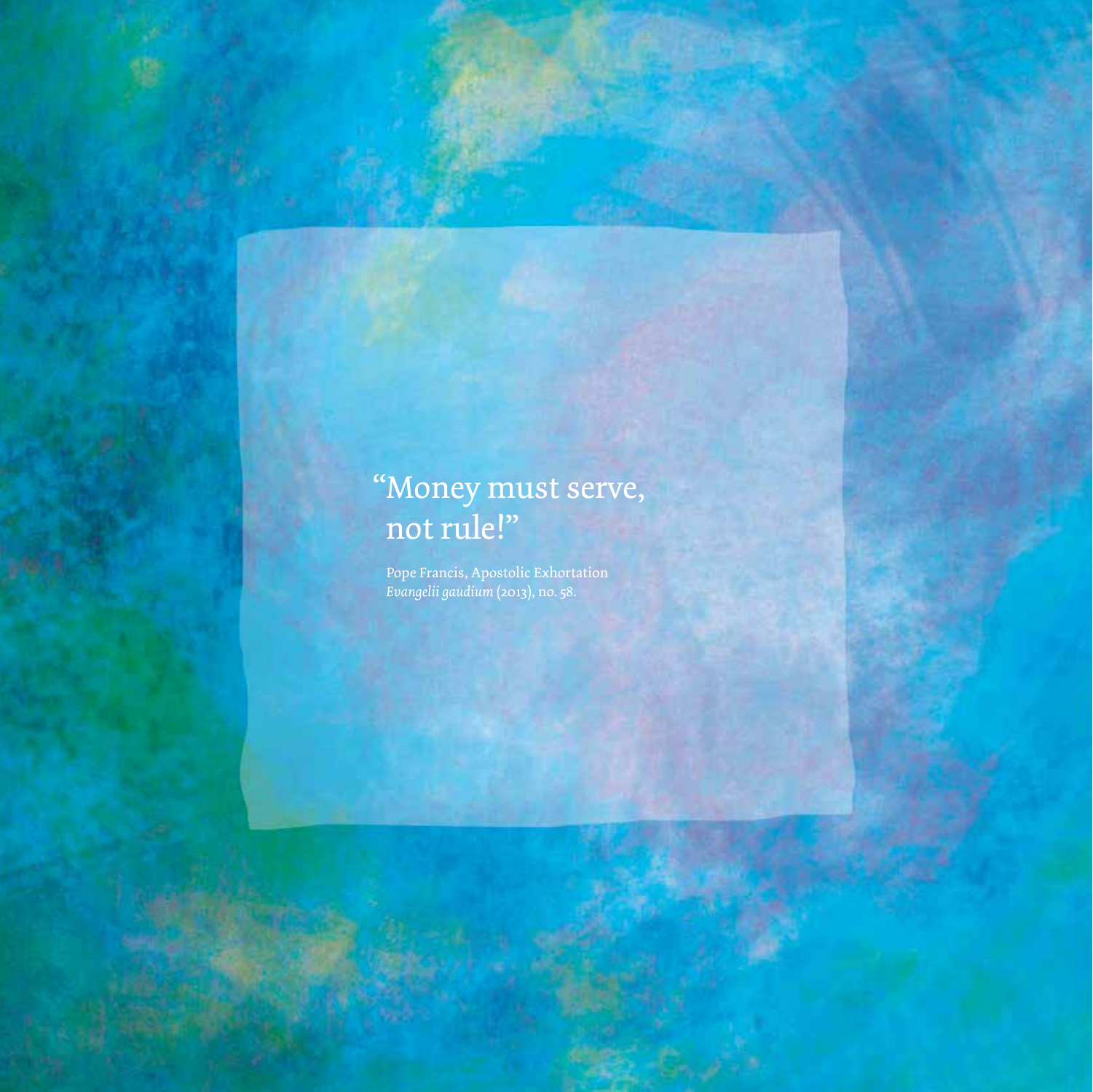"Money must serve, not rule!"

Pope Francis, Apostolic Exhortation *Evangelii gaudium* (2013), no. 58.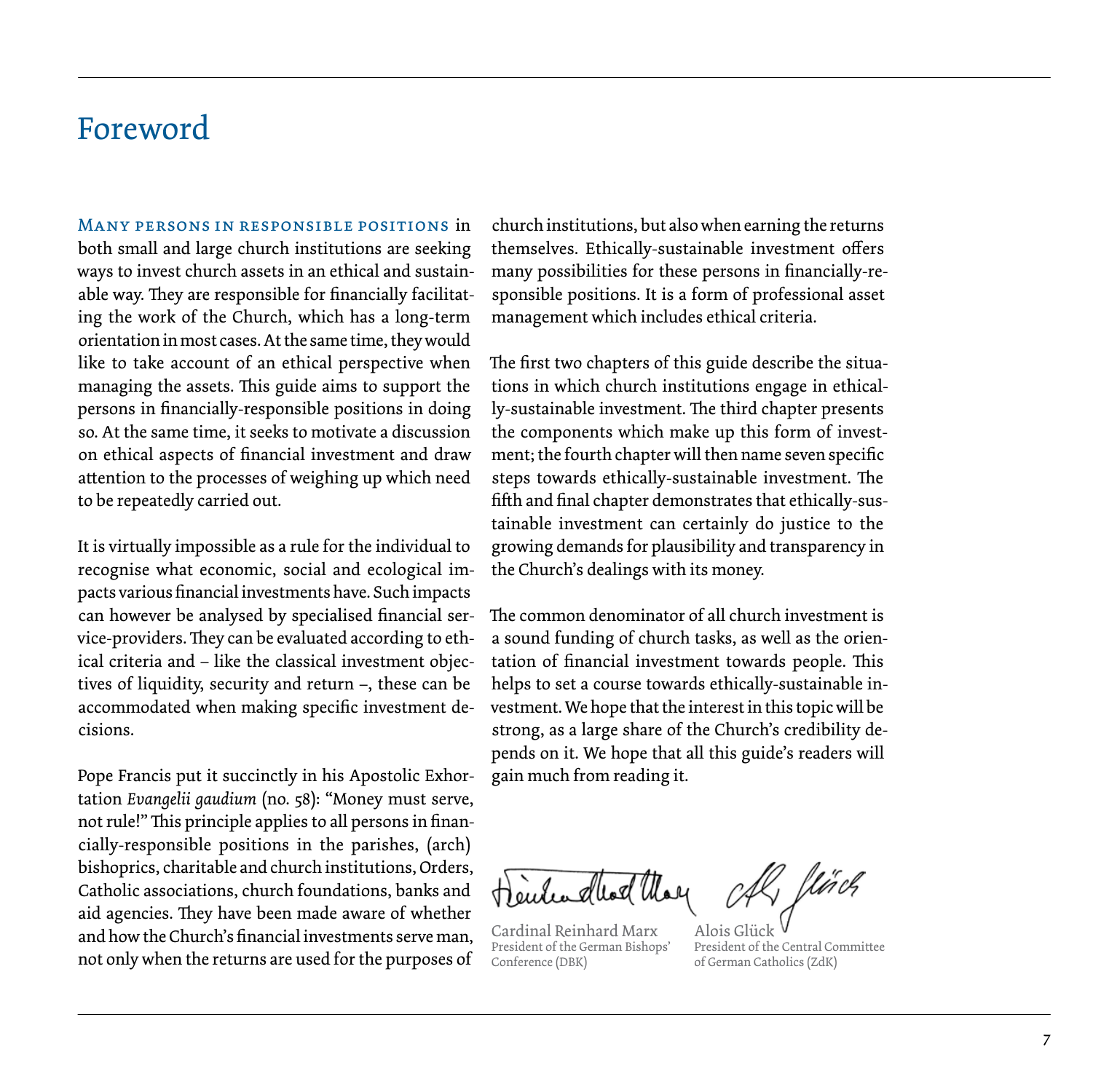# Foreword

Many persons in responsible positions in both small and large church institutions are seeking ways to invest church assets in an ethical and sustainable way. They are responsible for financially facilitating the work of the Church, which has a long-term orientation in most cases. At the same time, they would like to take account of an ethical perspective when managing the assets. This guide aims to support the persons in financially-responsible positions in doing so. At the same time, it seeks to motivate a discussion on ethical aspects of financial investment and draw attention to the processes of weighing up which need to be repeatedly carried out.

It is virtually impossible as a rule for the individual to recognise what economic, social and ecological impacts various financial investments have. Such impacts can however be analysed by specialised financial service-providers. They can be evaluated according to ethical criteria and – like the classical investment objectives of liquidity, security and return –, these can be accommodated when making specific investment decisions.

Pope Francis put it succinctly in his Apostolic Exhortation *Evangelii gaudium* (no. 58): "Money must serve, not rule!" This principle applies to all persons in financially-responsible positions in the parishes, (arch) bishoprics, charitable and church institutions, Orders, Catholic associations, church foundations, banks and aid agencies. They have been made aware of whether and how the Church's financial investments serve man, not only when the returns are used for the purposes of church institutions, but also when earning the returns themselves. Ethically-sustainable investment offers many possibilities for these persons in financially-responsible positions. It is a form of professional asset management which includes ethical criteria.

The first two chapters of this guide describe the situations in which church institutions engage in ethically-sustainable investment. The third chapter presents the components which make up this form of investment; the fourth chapter will then name seven specific steps towards ethically-sustainable investment. The fifth and final chapter demonstrates that ethically-sustainable investment can certainly do justice to the growing demands for plausibility and transparency in the Church's dealings with its money.

The common denominator of all church investment is a sound funding of church tasks, as well as the orientation of financial investment towards people. This helps to set a course towards ethically-sustainable investment. We hope that the interest in this topic will be strong, as a large share of the Church's credibility depends on it. We hope that all this guide's readers will gain much from reading it.

Cardinal Reinhard Marx
President of the German Bishops' Conference (DBK)

Alois Glück
President of the Central Committee of German Catholics (ZdK)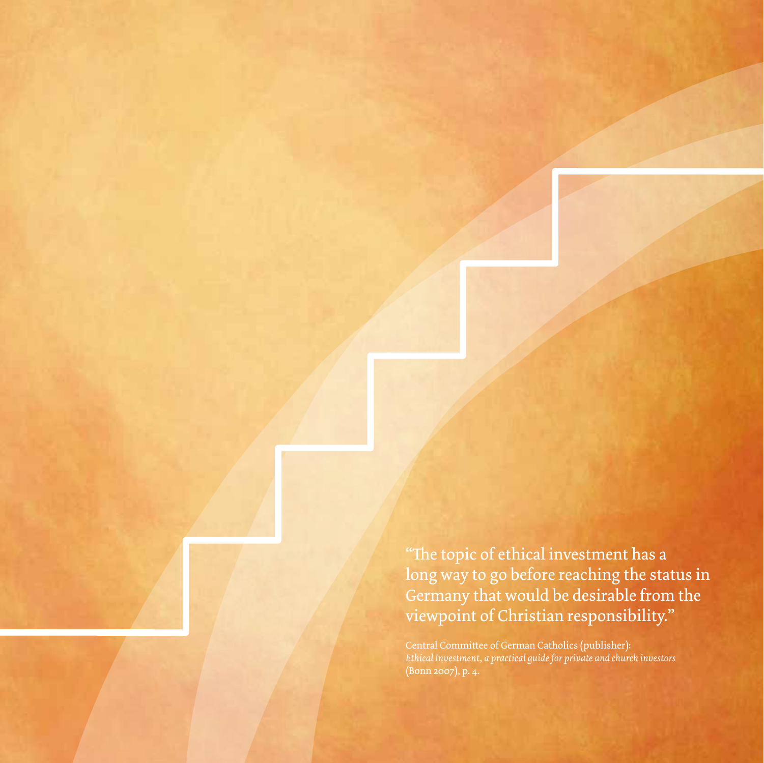"The topic of ethical investment has a long way to go before reaching the status in Germany that would be desirable from the viewpoint of Christian responsibility."

Central Committee of German Catholics (publisher):
*Ethical Investment, a practical guide for private and church investors*
(Bonn 2007), p. 4.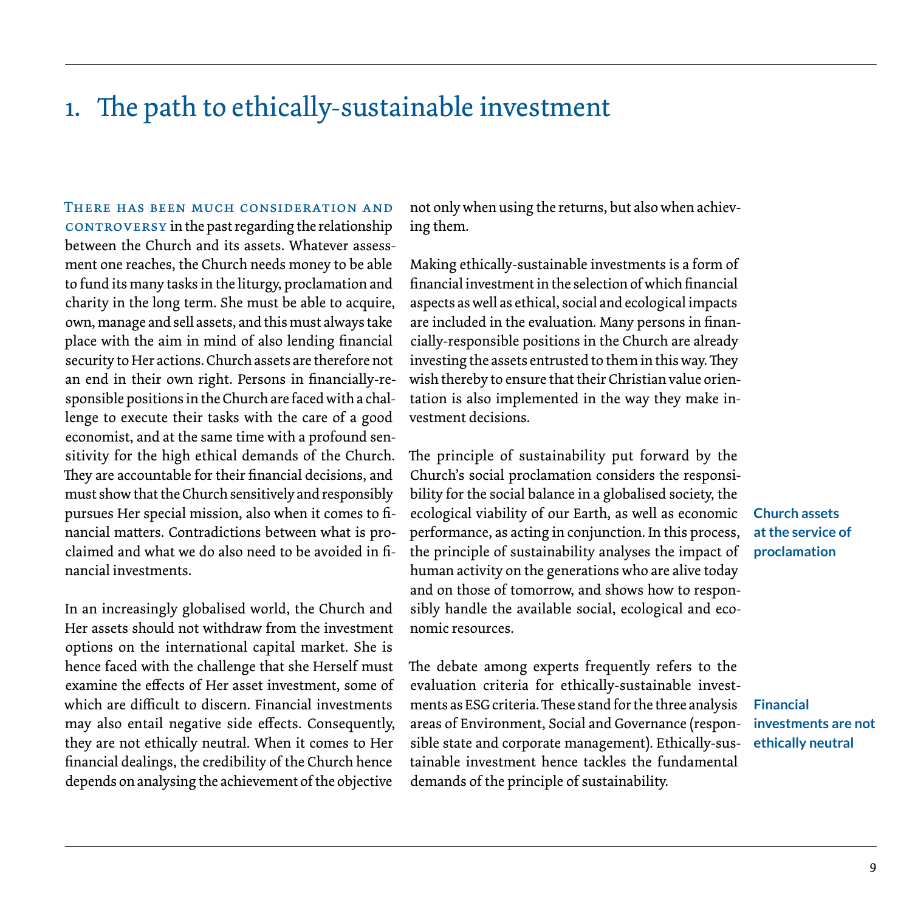# 1. The path to ethically-sustainable investment

There has been much consideration and controversy in the past regarding the relationship between the Church and its assets. Whatever assessment one reaches, the Church needs money to be able to fund its many tasks in the liturgy, proclamation and charity in the long term. She must be able to acquire, own, manage and sell assets, and this must always take place with the aim in mind of also lending financial security to Her actions. Church assets are therefore not an end in their own right. Persons in financially-responsible positions in the Church are faced with a challenge to execute their tasks with the care of a good economist, and at the same time with a profound sensitivity for the high ethical demands of the Church. They are accountable for their financial decisions, and must show that the Church sensitively and responsibly pursues Her special mission, also when it comes to financial matters. Contradictions between what is proclaimed and what we do also need to be avoided in financial investments.

In an increasingly globalised world, the Church and Her assets should not withdraw from the investment options on the international capital market. She is hence faced with the challenge that she Herself must examine the effects of Her asset investment, some of which are difficult to discern. Financial investments may also entail negative side effects. Consequently, they are not ethically neutral. When it comes to Her financial dealings, the credibility of the Church hence depends on analysing the achievement of the objective not only when using the returns, but also when achieving them.

Making ethically-sustainable investments is a form of financial investment in the selection of which financial aspects as well as ethical, social and ecological impacts are included in the evaluation. Many persons in financially-responsible positions in the Church are already investing the assets entrusted to them in this way. They wish thereby to ensure that their Christian value orientation is also implemented in the way they make investment decisions.

**Church assets at the service of proclamation**

The principle of sustainability put forward by the Church's social proclamation considers the responsibility for the social balance in a globalised society, the ecological viability of our Earth, as well as economic performance, as acting in conjunction. In this process, the principle of sustainability analyses the impact of human activity on the generations who are alive today and on those of tomorrow, and shows how to responsibly handle the available social, ecological and economic resources.

**Financial investments are not ethically neutral**

The debate among experts frequently refers to the evaluation criteria for ethically-sustainable investments as ESG criteria. These stand for the three analysis areas of Environment, Social and Governance (responsible state and corporate management). Ethically-sustainable investment hence tackles the fundamental demands of the principle of sustainability.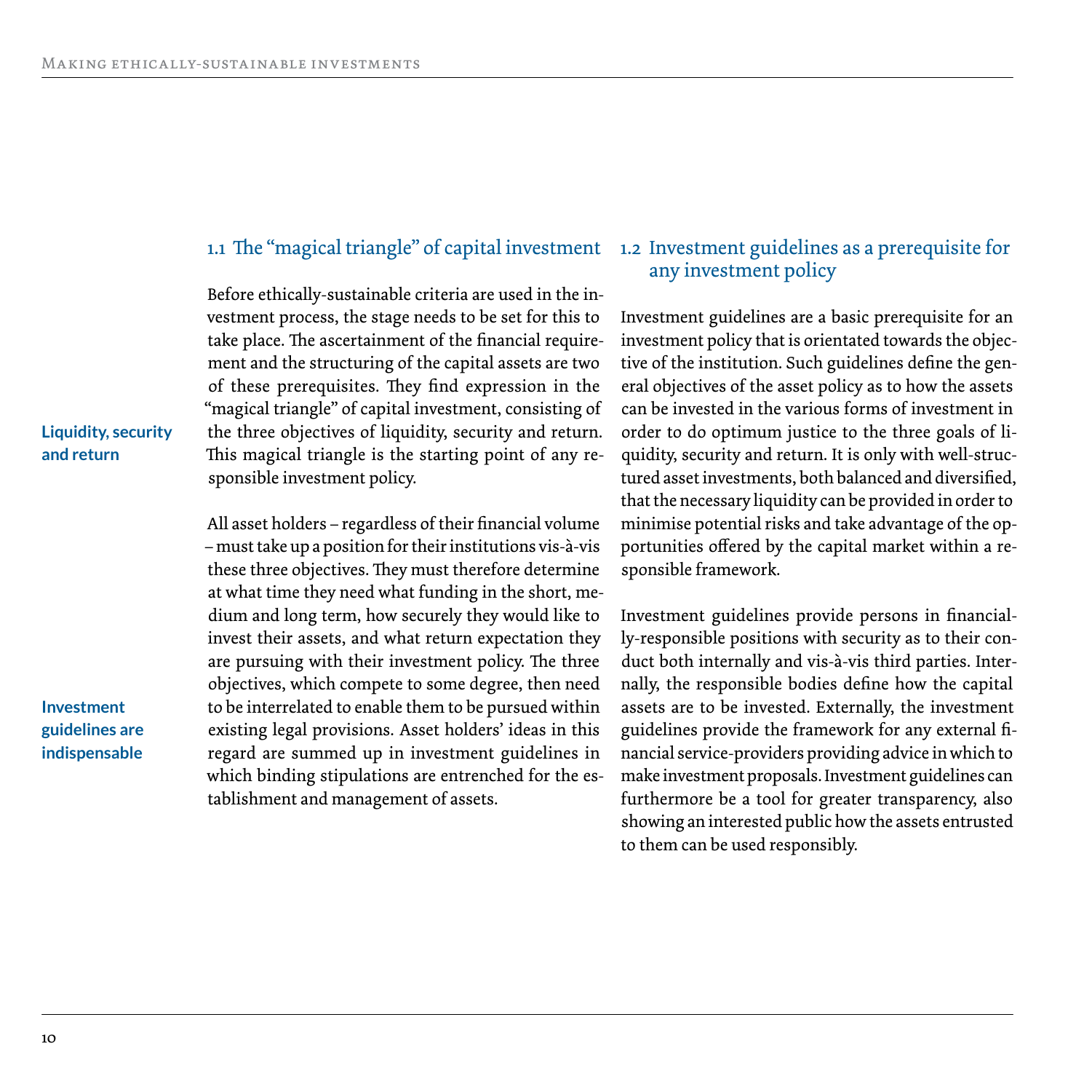## 1.1 The "magical triangle" of capital investment

Before ethically-sustainable criteria are used in the investment process, the stage needs to be set for this to take place. The ascertainment of the financial requirement and the structuring of the capital assets are two of these prerequisites. They find expression in the "magical triangle" of capital investment, consisting of the three objectives of liquidity, security and return. This magical triangle is the starting point of any responsible investment policy.

**Liquidity, security and return**

All asset holders – regardless of their financial volume – must take up a position for their institutions vis-à-vis these three objectives. They must therefore determine at what time they need what funding in the short, medium and long term, how securely they would like to invest their assets, and what return expectation they are pursuing with their investment policy. The three objectives, which compete to some degree, then need to be interrelated to enable them to be pursued within existing legal provisions. Asset holders' ideas in this regard are summed up in investment guidelines in which binding stipulations are entrenched for the establishment and management of assets.

**Investment guidelines are indispensable**

## 1.2 Investment guidelines as a prerequisite for any investment policy

Investment guidelines are a basic prerequisite for an investment policy that is orientated towards the objective of the institution. Such guidelines define the general objectives of the asset policy as to how the assets can be invested in the various forms of investment in order to do optimum justice to the three goals of liquidity, security and return. It is only with well-structured asset investments, both balanced and diversified, that the necessary liquidity can be provided in order to minimise potential risks and take advantage of the opportunities offered by the capital market within a responsible framework.

Investment guidelines provide persons in financially-responsible positions with security as to their conduct both internally and vis-à-vis third parties. Internally, the responsible bodies define how the capital assets are to be invested. Externally, the investment guidelines provide the framework for any external financial service-providers providing advice in which to make investment proposals. Investment guidelines can furthermore be a tool for greater transparency, also showing an interested public how the assets entrusted to them can be used responsibly.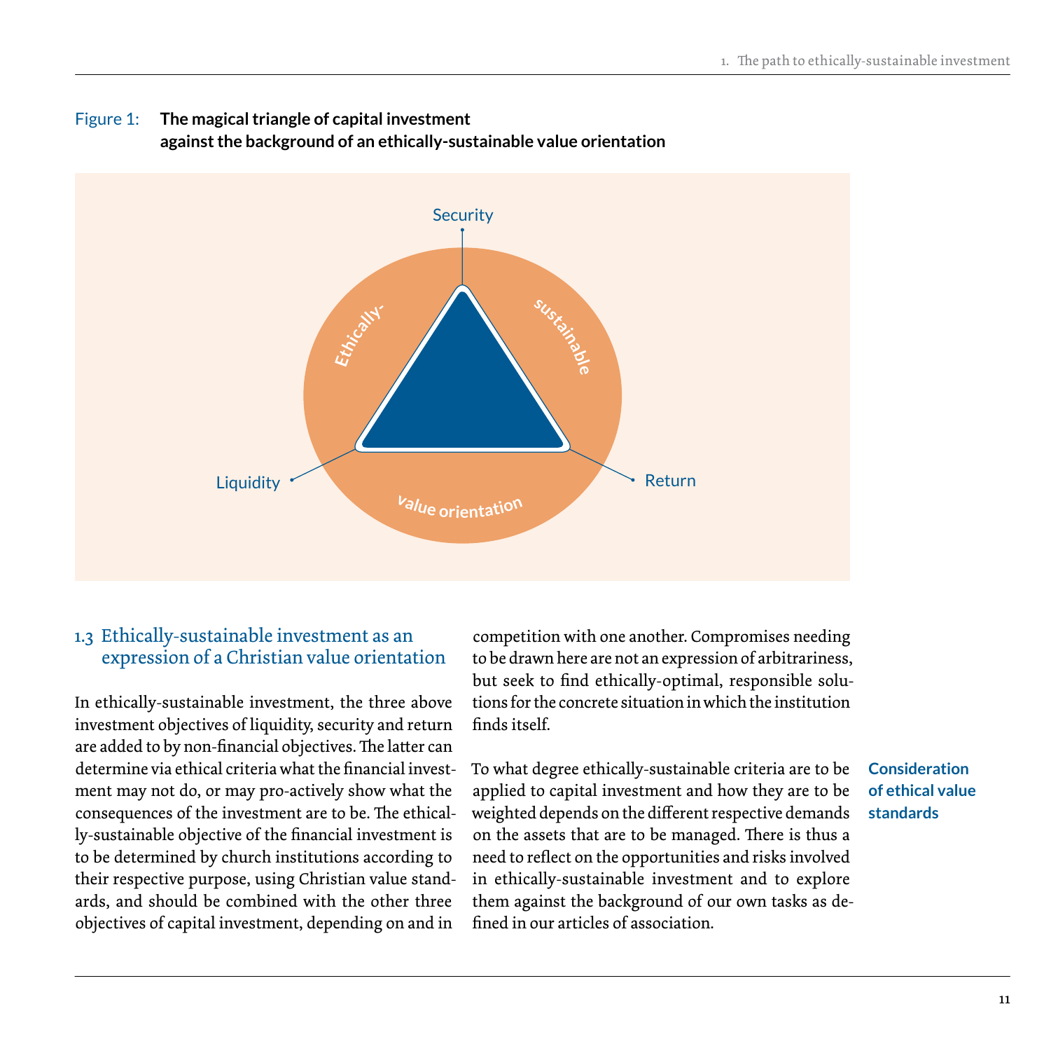Figure 1: **The magical triangle of capital investment against the background of an ethically-sustainable value orientation**

Security

Ethically- sustainable value orientation

Liquidity

Return

## 1.3 Ethically-sustainable investment as an expression of a Christian value orientation

In ethically-sustainable investment, the three above investment objectives of liquidity, security and return are added to by non-financial objectives. The latter can determine via ethical criteria what the financial investment may not do, or may pro-actively show what the consequences of the investment are to be. The ethically-sustainable objective of the financial investment is to be determined by church institutions according to their respective purpose, using Christian value standards, and should be combined with the other three objectives of capital investment, depending on and in competition with one another. Compromises needing to be drawn here are not an expression of arbitrariness, but seek to find ethically-optimal, responsible solutions for the concrete situation in which the institution finds itself.

**Consideration of ethical value standards**

To what degree ethically-sustainable criteria are to be applied to capital investment and how they are to be weighted depends on the different respective demands on the assets that are to be managed. There is thus a need to reflect on the opportunities and risks involved in ethically-sustainable investment and to explore them against the background of our own tasks as defined in our articles of association.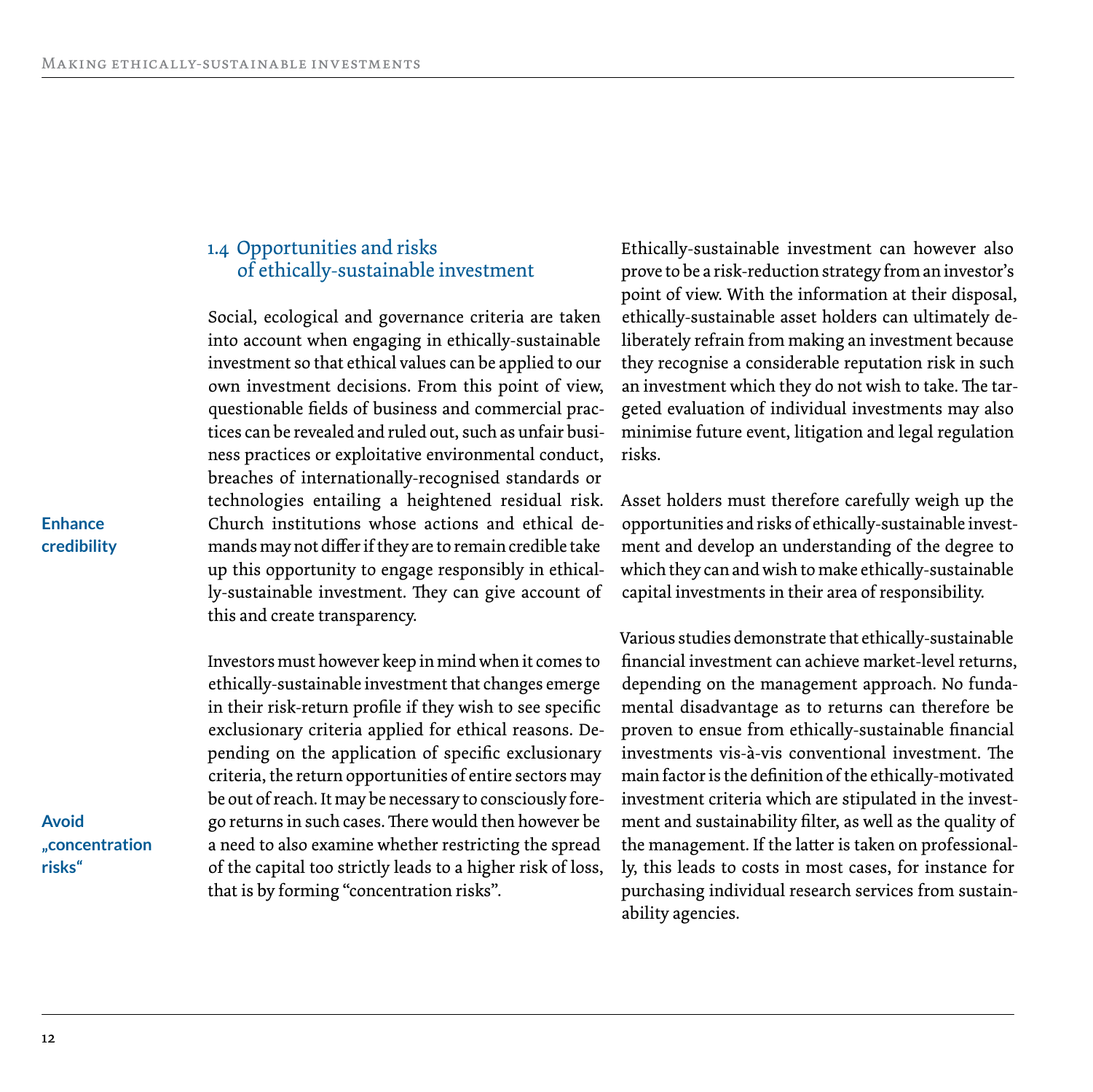## 1.4 Opportunities and risks of ethically-sustainable investment

Social, ecological and governance criteria are taken into account when engaging in ethically-sustainable investment so that ethical values can be applied to our own investment decisions. From this point of view, questionable fields of business and commercial practices can be revealed and ruled out, such as unfair business practices or exploitative environmental conduct, breaches of internationally-recognised standards or technologies entailing a heightened residual risk. Church institutions whose actions and ethical demands may not differ if they are to remain credible take up this opportunity to engage responsibly in ethically-sustainable investment. They can give account of this and create transparency.

**Enhance credibility**

Investors must however keep in mind when it comes to ethically-sustainable investment that changes emerge in their risk-return profile if they wish to see specific exclusionary criteria applied for ethical reasons. Depending on the application of specific exclusionary criteria, the return opportunities of entire sectors may be out of reach. It may be necessary to consciously forego returns in such cases. There would then however be a need to also examine whether restricting the spread of the capital too strictly leads to a higher risk of loss, that is by forming "concentration risks".

**Avoid „concentration risks“**

Ethically-sustainable investment can however also prove to be a risk-reduction strategy from an investor's point of view. With the information at their disposal, ethically-sustainable asset holders can ultimately deliberately refrain from making an investment because they recognise a considerable reputation risk in such an investment which they do not wish to take. The targeted evaluation of individual investments may also minimise future event, litigation and legal regulation risks.

Asset holders must therefore carefully weigh up the opportunities and risks of ethically-sustainable investment and develop an understanding of the degree to which they can and wish to make ethically-sustainable capital investments in their area of responsibility.

Various studies demonstrate that ethically-sustainable financial investment can achieve market-level returns, depending on the management approach. No fundamental disadvantage as to returns can therefore be proven to ensue from ethically-sustainable financial investments vis-à-vis conventional investment. The main factor is the definition of the ethically-motivated investment criteria which are stipulated in the investment and sustainability filter, as well as the quality of the management. If the latter is taken on professionally, this leads to costs in most cases, for instance for purchasing individual research services from sustainability agencies.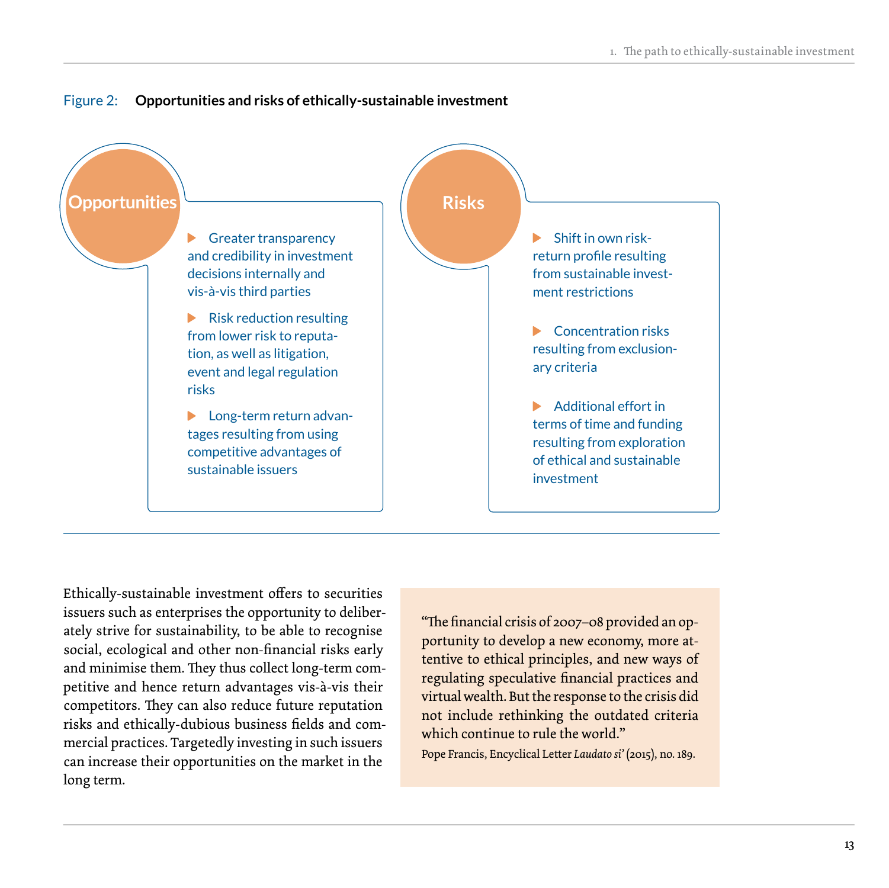Figure 2: **Opportunities and risks of ethically-sustainable investment**

**Opportunities**

- Greater transparency and credibility in investment decisions internally and vis-à-vis third parties
- Risk reduction resulting from lower risk to reputation, as well as litigation, event and legal regulation risks
- Long-term return advantages resulting from using competitive advantages of sustainable issuers

**Risks**

- Shift in own risk-return profile resulting from sustainable investment restrictions
- Concentration risks resulting from exclusionary criteria
- Additional effort in terms of time and funding resulting from exploration of ethical and sustainable investment

Ethically-sustainable investment offers to securities issuers such as enterprises the opportunity to deliberately strive for sustainability, to be able to recognise social, ecological and other non-financial risks early and minimise them. They thus collect long-term competitive and hence return advantages vis-à-vis their competitors. They can also reduce future reputation risks and ethically-dubious business fields and commercial practices. Targetedly investing in such issuers can increase their opportunities on the market in the long term.

> "The financial crisis of 2007–08 provided an opportunity to develop a new economy, more attentive to ethical principles, and new ways of regulating speculative financial practices and virtual wealth. But the response to the crisis did not include rethinking the outdated criteria which continue to rule the world."
>
> Pope Francis, Encyclical Letter *Laudato si'* (2015), no. 189.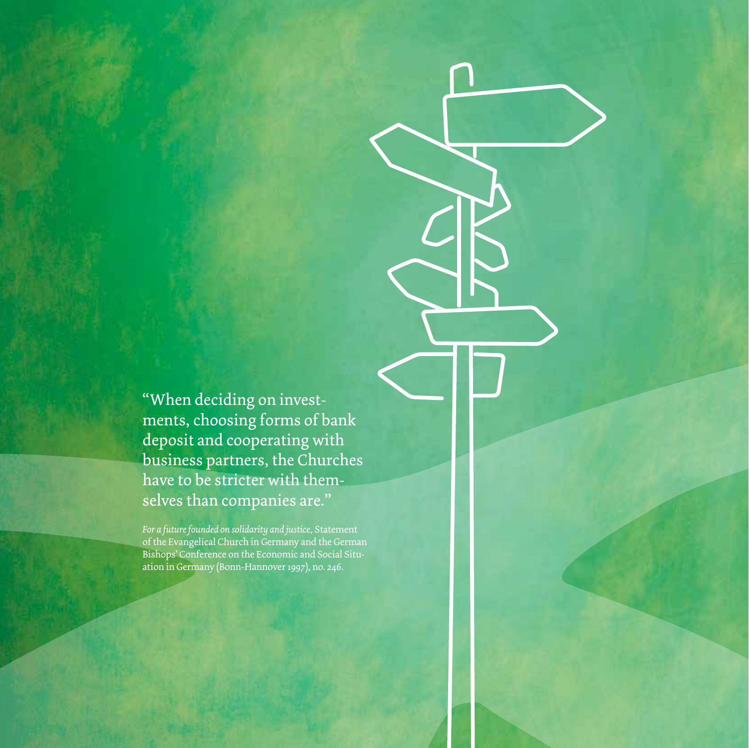"When deciding on investments, choosing forms of bank deposit and cooperating with business partners, the Churches have to be stricter with themselves than companies are."

*For a future founded on solidarity and justice*, Statement of the Evangelical Church in Germany and the German Bishops' Conference on the Economic and Social Situation in Germany (Bonn-Hannover 1997), no. 246.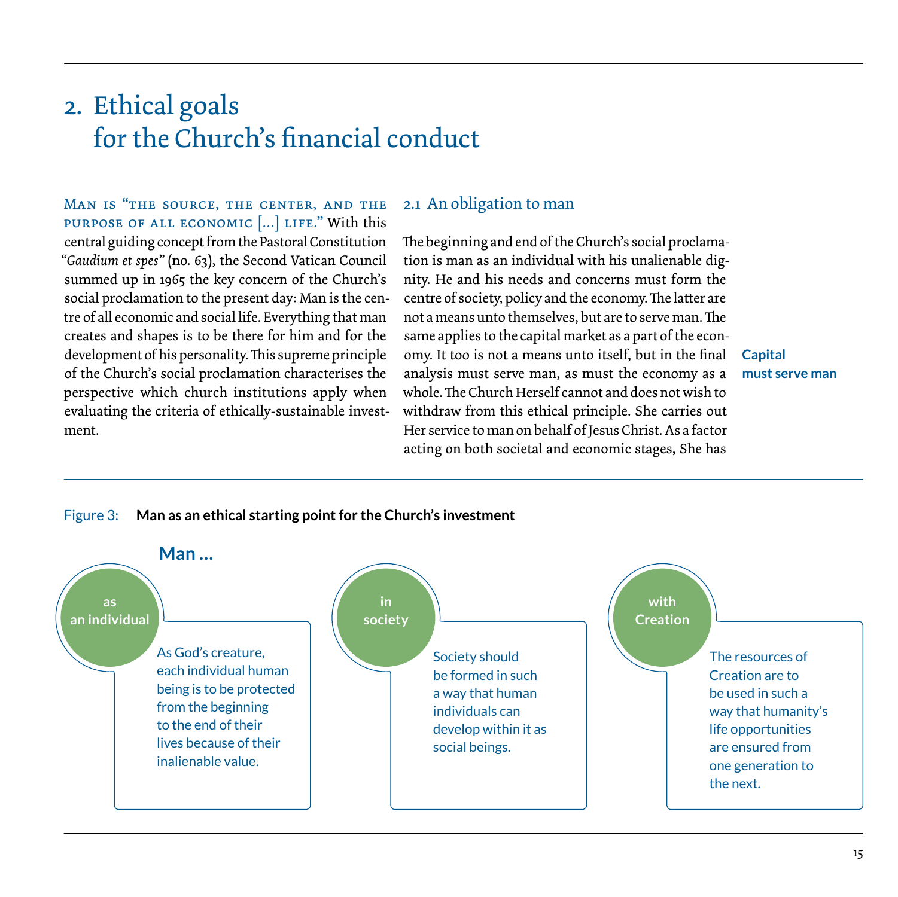# 2. Ethical goals for the Church's financial conduct

Man is "the source, the center, and the purpose of all economic […] life." With this central guiding concept from the Pastoral Constitution "*Gaudium et spes*" (no. 63), the Second Vatican Council summed up in 1965 the key concern of the Church's social proclamation to the present day: Man is the centre of all economic and social life. Everything that man creates and shapes is to be there for him and for the development of his personality. This supreme principle of the Church's social proclamation characterises the perspective which church institutions apply when evaluating the criteria of ethically-sustainable investment.

## 2.1 An obligation to man

The beginning and end of the Church's social proclamation is man as an individual with his unalienable dignity. He and his needs and concerns must form the centre of society, policy and the economy. The latter are not a means unto themselves, but are to serve man. The same applies to the capital market as a part of the economy. It too is not a means unto itself, but in the final analysis must serve man, as must the economy as a whole. The Church Herself cannot and does not wish to withdraw from this ethical principle. She carries out Her service to man on behalf of Jesus Christ. As a factor acting on both societal and economic stages, She has

**Capital must serve man**

Figure 3: **Man as an ethical starting point for the Church's investment**

**Man …**

- **as an individual:** As God's creature, each individual human being is to be protected from the beginning to the end of their lives because of their inalienable value.
- **in society:** Society should be formed in such a way that human individuals can develop within it as social beings.
- **with Creation:** The resources of Creation are to be used in such a way that humanity's life opportunities are ensured from one generation to the next.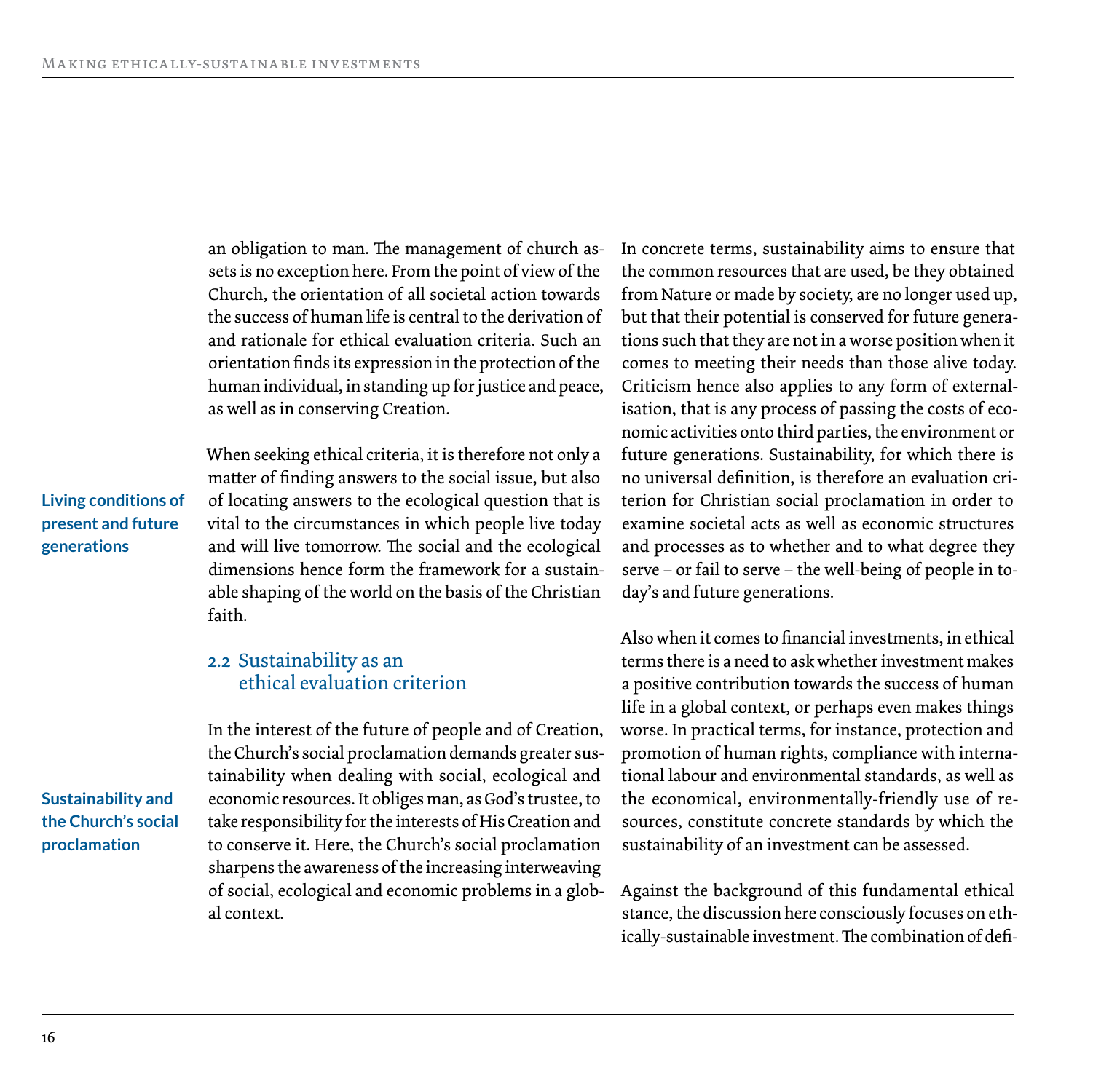an obligation to man. The management of church assets is no exception here. From the point of view of the Church, the orientation of all societal action towards the success of human life is central to the derivation of and rationale for ethical evaluation criteria. Such an orientation finds its expression in the protection of the human individual, in standing up for justice and peace, as well as in conserving Creation.

**Living conditions of present and future generations**

When seeking ethical criteria, it is therefore not only a matter of finding answers to the social issue, but also of locating answers to the ecological question that is vital to the circumstances in which people live today and will live tomorrow. The social and the ecological dimensions hence form the framework for a sustainable shaping of the world on the basis of the Christian faith.

## 2.2 Sustainability as an ethical evaluation criterion

**Sustainability and the Church's social proclamation**

In the interest of the future of people and of Creation, the Church's social proclamation demands greater sustainability when dealing with social, ecological and economic resources. It obliges man, as God's trustee, to take responsibility for the interests of His Creation and to conserve it. Here, the Church's social proclamation sharpens the awareness of the increasing interweaving of social, ecological and economic problems in a global context.

In concrete terms, sustainability aims to ensure that the common resources that are used, be they obtained from Nature or made by society, are no longer used up, but that their potential is conserved for future generations such that they are not in a worse position when it comes to meeting their needs than those alive today. Criticism hence also applies to any form of externalisation, that is any process of passing the costs of economic activities onto third parties, the environment or future generations. Sustainability, for which there is no universal definition, is therefore an evaluation criterion for Christian social proclamation in order to examine societal acts as well as economic structures and processes as to whether and to what degree they serve – or fail to serve – the well-being of people in today's and future generations.

Also when it comes to financial investments, in ethical terms there is a need to ask whether investment makes a positive contribution towards the success of human life in a global context, or perhaps even makes things worse. In practical terms, for instance, protection and promotion of human rights, compliance with international labour and environmental standards, as well as the economical, environmentally-friendly use of resources, constitute concrete standards by which the sustainability of an investment can be assessed.

Against the background of this fundamental ethical stance, the discussion here consciously focuses on ethically-sustainable investment. The combination of defi-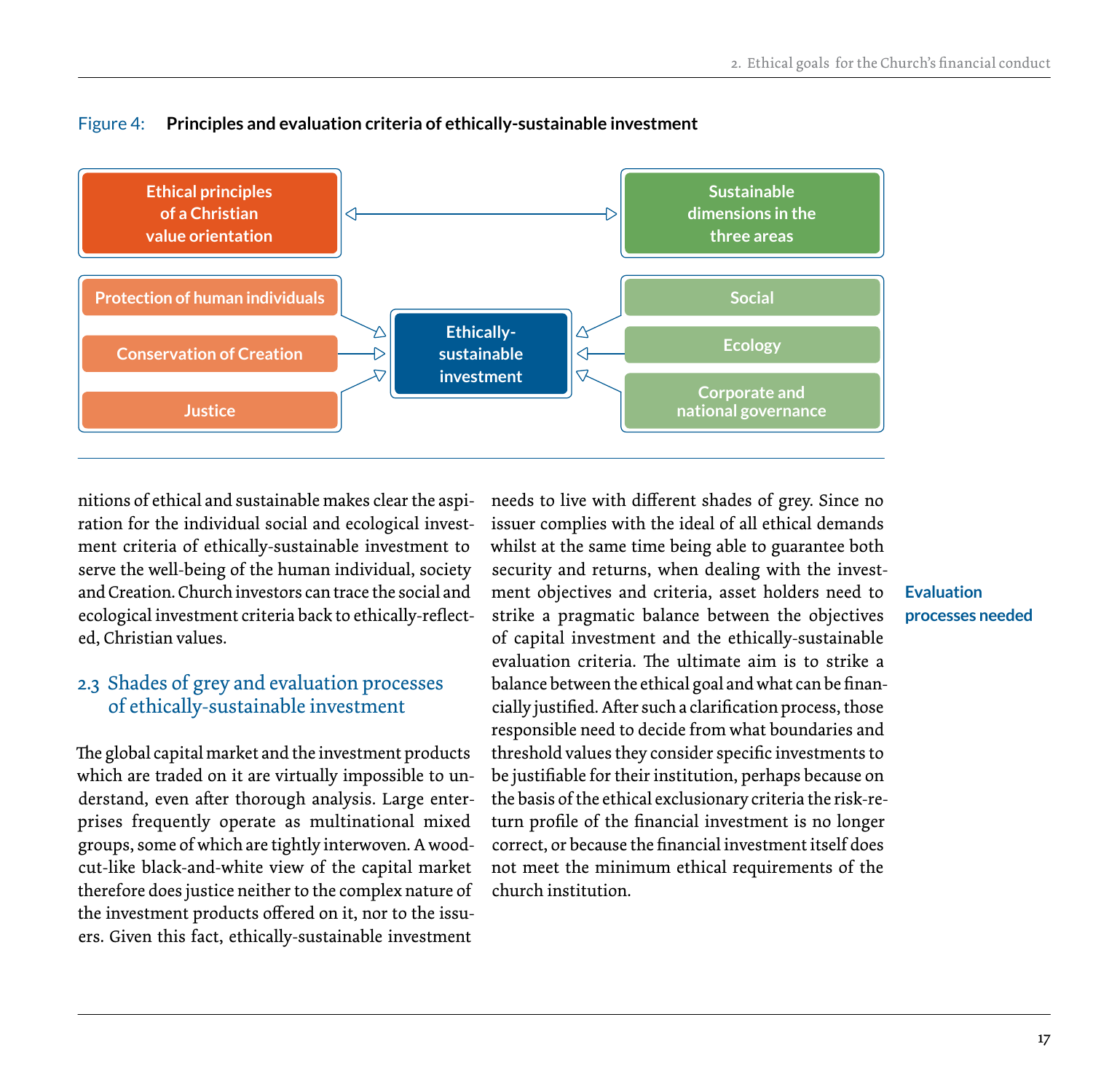Figure 4: **Principles and evaluation criteria of ethically-sustainable investment**

| Ethical principles of a Christian value orientation | | Sustainable dimensions in the three areas |
|---|---|---|
| Protection of human individuals | Ethically-sustainable investment | Social |
| Conservation of Creation | | Ecology |
| Justice | | Corporate and national governance |

nitions of ethical and sustainable makes clear the aspiration for the individual social and ecological investment criteria of ethically-sustainable investment to serve the well-being of the human individual, society and Creation. Church investors can trace the social and ecological investment criteria back to ethically-reflected, Christian values.

## 2.3 Shades of grey and evaluation processes of ethically-sustainable investment

The global capital market and the investment products which are traded on it are virtually impossible to understand, even after thorough analysis. Large enterprises frequently operate as multinational mixed groups, some of which are tightly interwoven. A woodcut-like black-and-white view of the capital market therefore does justice neither to the complex nature of the investment products offered on it, nor to the issuers. Given this fact, ethically-sustainable investment needs to live with different shades of grey. Since no issuer complies with the ideal of all ethical demands whilst at the same time being able to guarantee both security and returns, when dealing with the investment objectives and criteria, asset holders need to strike a pragmatic balance between the objectives of capital investment and the ethically-sustainable evaluation criteria. The ultimate aim is to strike a balance between the ethical goal and what can be financially justified. After such a clarification process, those responsible need to decide from what boundaries and threshold values they consider specific investments to be justifiable for their institution, perhaps because on the basis of the ethical exclusionary criteria the risk-return profile of the financial investment is no longer correct, or because the financial investment itself does not meet the minimum ethical requirements of the church institution.

**Evaluation processes needed**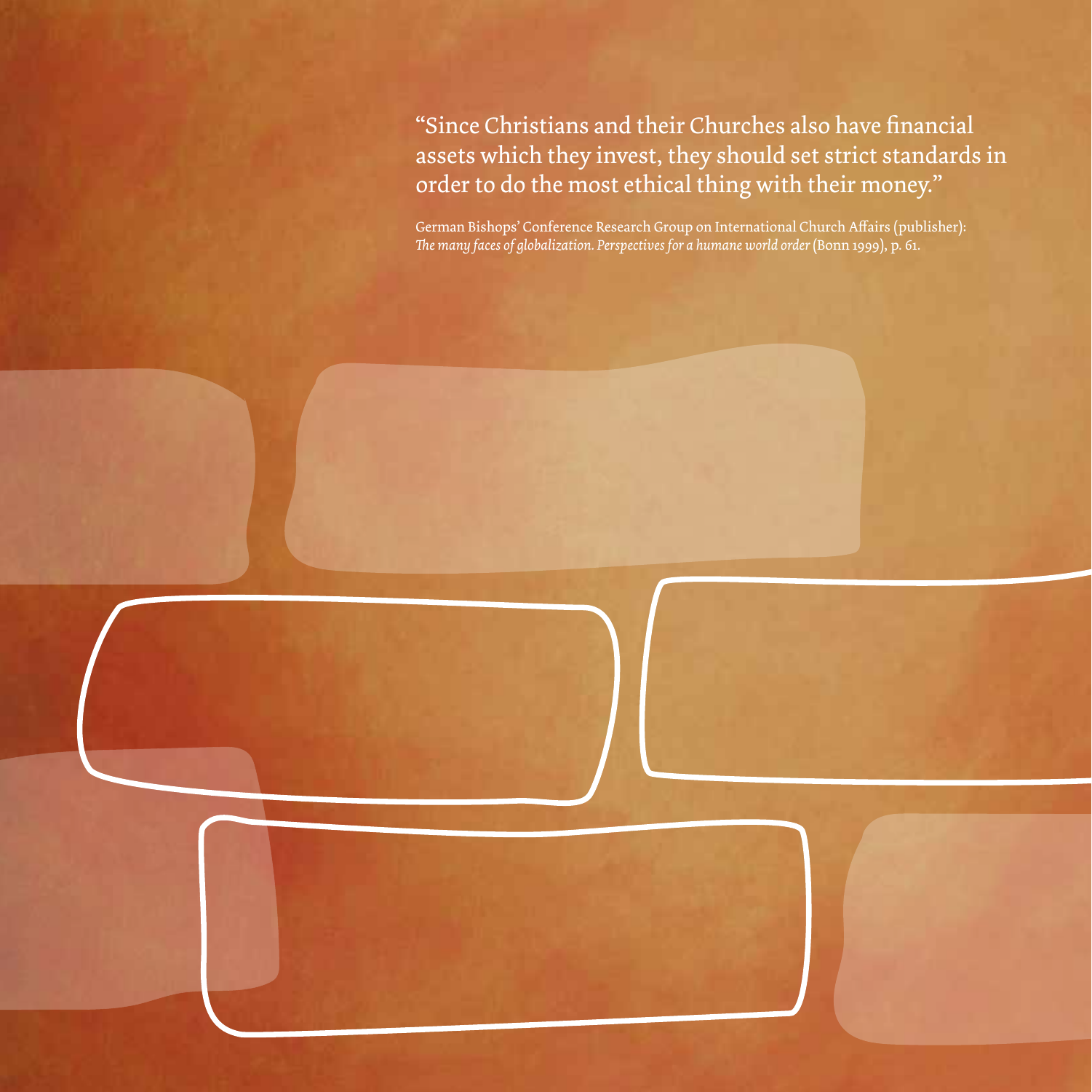"Since Christians and their Churches also have financial assets which they invest, they should set strict standards in order to do the most ethical thing with their money."

German Bishops' Conference Research Group on International Church Affairs (publisher): *The many faces of globalization. Perspectives for a humane world order* (Bonn 1999), p. 61.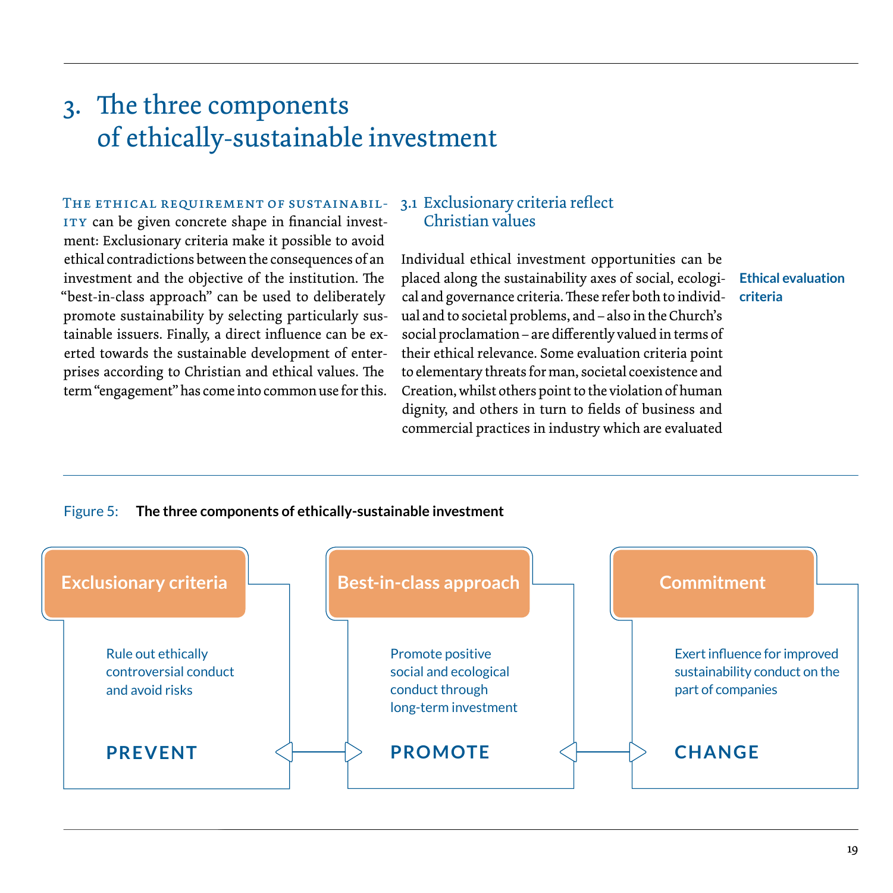# 3. The three components of ethically-sustainable investment

THE ETHICAL REQUIREMENT OF SUSTAINABILITY can be given concrete shape in financial investment: Exclusionary criteria make it possible to avoid ethical contradictions between the consequences of an investment and the objective of the institution. The "best-in-class approach" can be used to deliberately promote sustainability by selecting particularly sustainable issuers. Finally, a direct influence can be exerted towards the sustainable development of enterprises according to Christian and ethical values. The term "engagement" has come into common use for this.

## 3.1 Exclusionary criteria reflect Christian values

**Ethical evaluation criteria**

Individual ethical investment opportunities can be placed along the sustainability axes of social, ecological and governance criteria. These refer both to individual and to societal problems, and – also in the Church's social proclamation – are differently valued in terms of their ethical relevance. Some evaluation criteria point to elementary threats for man, societal coexistence and Creation, whilst others point to the violation of human dignity, and others in turn to fields of business and commercial practices in industry which are evaluated

Figure 5: **The three components of ethically-sustainable investment**

| Exclusionary criteria | Best-in-class approach | Commitment |
|---|---|---|
| Rule out ethically controversial conduct and avoid risks | Promote positive social and ecological conduct through long-term investment | Exert influence for improved sustainability conduct on the part of companies |
| **PREVENT** | **PROMOTE** | **CHANGE** |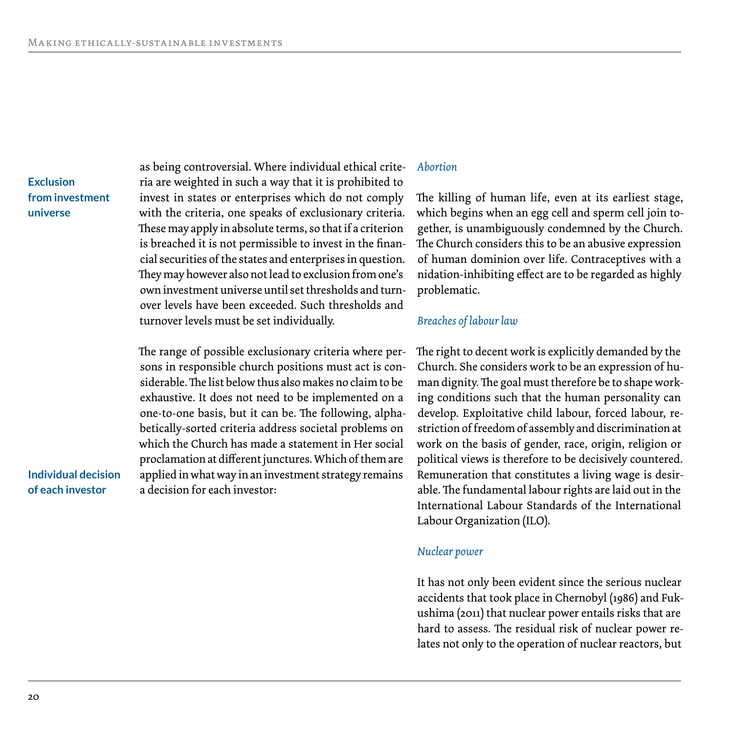**Exclusion from investment universe**

as being controversial. Where individual ethical criteria are weighted in such a way that it is prohibited to invest in states or enterprises which do not comply with the criteria, one speaks of exclusionary criteria. These may apply in absolute terms, so that if a criterion is breached it is not permissible to invest in the financial securities of the states and enterprises in question. They may however also not lead to exclusion from one's own investment universe until set thresholds and turnover levels have been exceeded. Such thresholds and turnover levels must be set individually.

**Individual decision of each investor**

The range of possible exclusionary criteria where persons in responsible church positions must act is considerable. The list below thus also makes no claim to be exhaustive. It does not need to be implemented on a one-to-one basis, but it can be. The following, alphabetically-sorted criteria address societal problems on which the Church has made a statement in Her social proclamation at different junctures. Which of them are applied in what way in an investment strategy remains a decision for each investor:

*Abortion*

The killing of human life, even at its earliest stage, which begins when an egg cell and sperm cell join together, is unambiguously condemned by the Church. The Church considers this to be an abusive expression of human dominion over life. Contraceptives with a nidation-inhibiting effect are to be regarded as highly problematic.

*Breaches of labour law*

The right to decent work is explicitly demanded by the Church. She considers work to be an expression of human dignity. The goal must therefore be to shape working conditions such that the human personality can develop. Exploitative child labour, forced labour, restriction of freedom of assembly and discrimination at work on the basis of gender, race, origin, religion or political views is therefore to be decisively countered. Remuneration that constitutes a living wage is desirable. The fundamental labour rights are laid out in the International Labour Standards of the International Labour Organization (ILO).

*Nuclear power*

It has not only been evident since the serious nuclear accidents that took place in Chernobyl (1986) and Fukushima (2011) that nuclear power entails risks that are hard to assess. The residual risk of nuclear power relates not only to the operation of nuclear reactors, but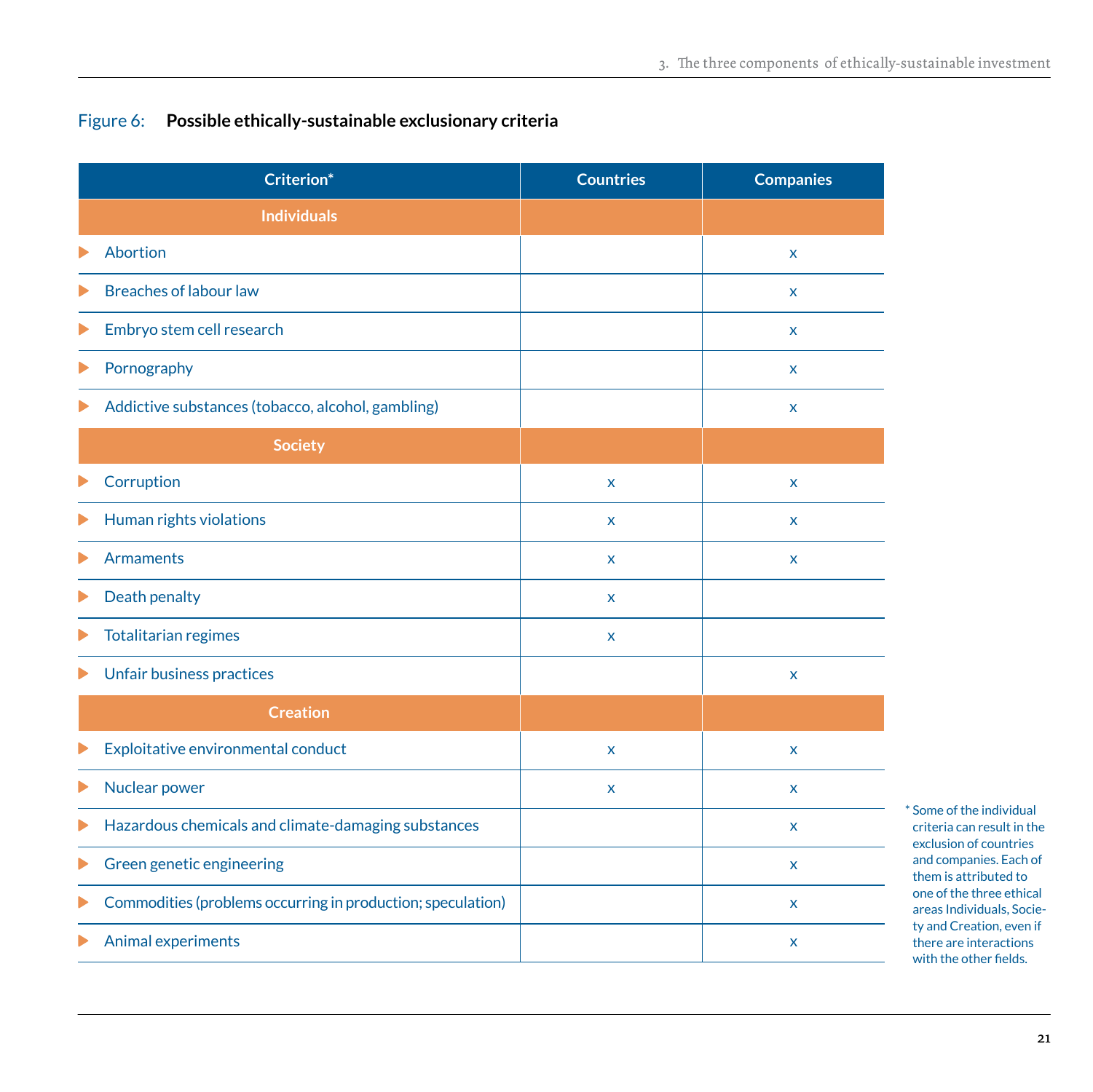Figure 6: **Possible ethically-sustainable exclusionary criteria**

| Criterion* | Countries | Companies |
|---|---|---|
| **Individuals** | | |
| Abortion | | x |
| Breaches of labour law | | x |
| Embryo stem cell research | | x |
| Pornography | | x |
| Addictive substances (tobacco, alcohol, gambling) | | x |
| **Society** | | |
| Corruption | x | x |
| Human rights violations | x | x |
| Armaments | x | x |
| Death penalty | x | |
| Totalitarian regimes | x | |
| Unfair business practices | | x |
| **Creation** | | |
| Exploitative environmental conduct | x | x |
| Nuclear power | x | x |
| Hazardous chemicals and climate-damaging substances | | x |
| Green genetic engineering | | x |
| Commodities (problems occurring in production; speculation) | | x |
| Animal experiments | | x |

* Some of the individual criteria can result in the exclusion of countries and companies. Each of them is attributed to one of the three ethical areas Individuals, Society and Creation, even if there are interactions with the other fields.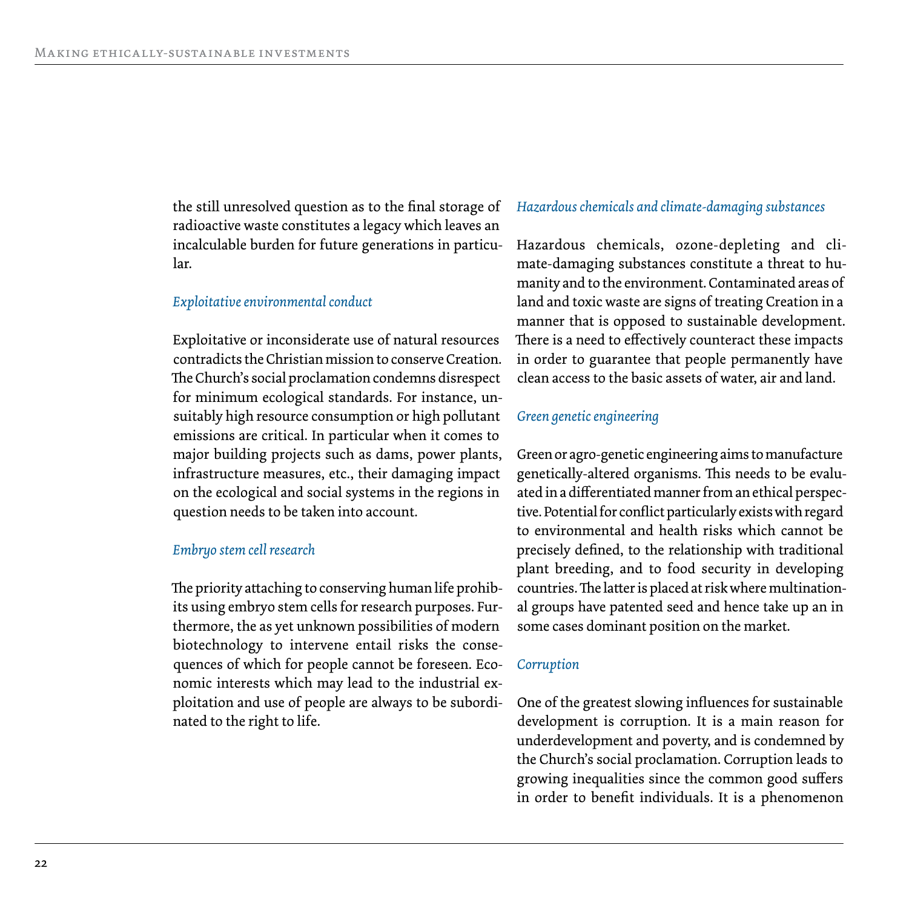the still unresolved question as to the final storage of radioactive waste constitutes a legacy which leaves an incalculable burden for future generations in particular.

### *Exploitative environmental conduct*

Exploitative or inconsiderate use of natural resources contradicts the Christian mission to conserve Creation. The Church's social proclamation condemns disrespect for minimum ecological standards. For instance, unsuitably high resource consumption or high pollutant emissions are critical. In particular when it comes to major building projects such as dams, power plants, infrastructure measures, etc., their damaging impact on the ecological and social systems in the regions in question needs to be taken into account.

### *Embryo stem cell research*

The priority attaching to conserving human life prohibits using embryo stem cells for research purposes. Furthermore, the as yet unknown possibilities of modern biotechnology to intervene entail risks the consequences of which for people cannot be foreseen. Economic interests which may lead to the industrial exploitation and use of people are always to be subordinated to the right to life.

### *Hazardous chemicals and climate-damaging substances*

Hazardous chemicals, ozone-depleting and climate-damaging substances constitute a threat to humanity and to the environment. Contaminated areas of land and toxic waste are signs of treating Creation in a manner that is opposed to sustainable development. There is a need to effectively counteract these impacts in order to guarantee that people permanently have clean access to the basic assets of water, air and land.

### *Green genetic engineering*

Green or agro-genetic engineering aims to manufacture genetically-altered organisms. This needs to be evaluated in a differentiated manner from an ethical perspective. Potential for conflict particularly exists with regard to environmental and health risks which cannot be precisely defined, to the relationship with traditional plant breeding, and to food security in developing countries. The latter is placed at risk where multinational groups have patented seed and hence take up an in some cases dominant position on the market.

### *Corruption*

One of the greatest slowing influences for sustainable development is corruption. It is a main reason for underdevelopment and poverty, and is condemned by the Church's social proclamation. Corruption leads to growing inequalities since the common good suffers in order to benefit individuals. It is a phenomenon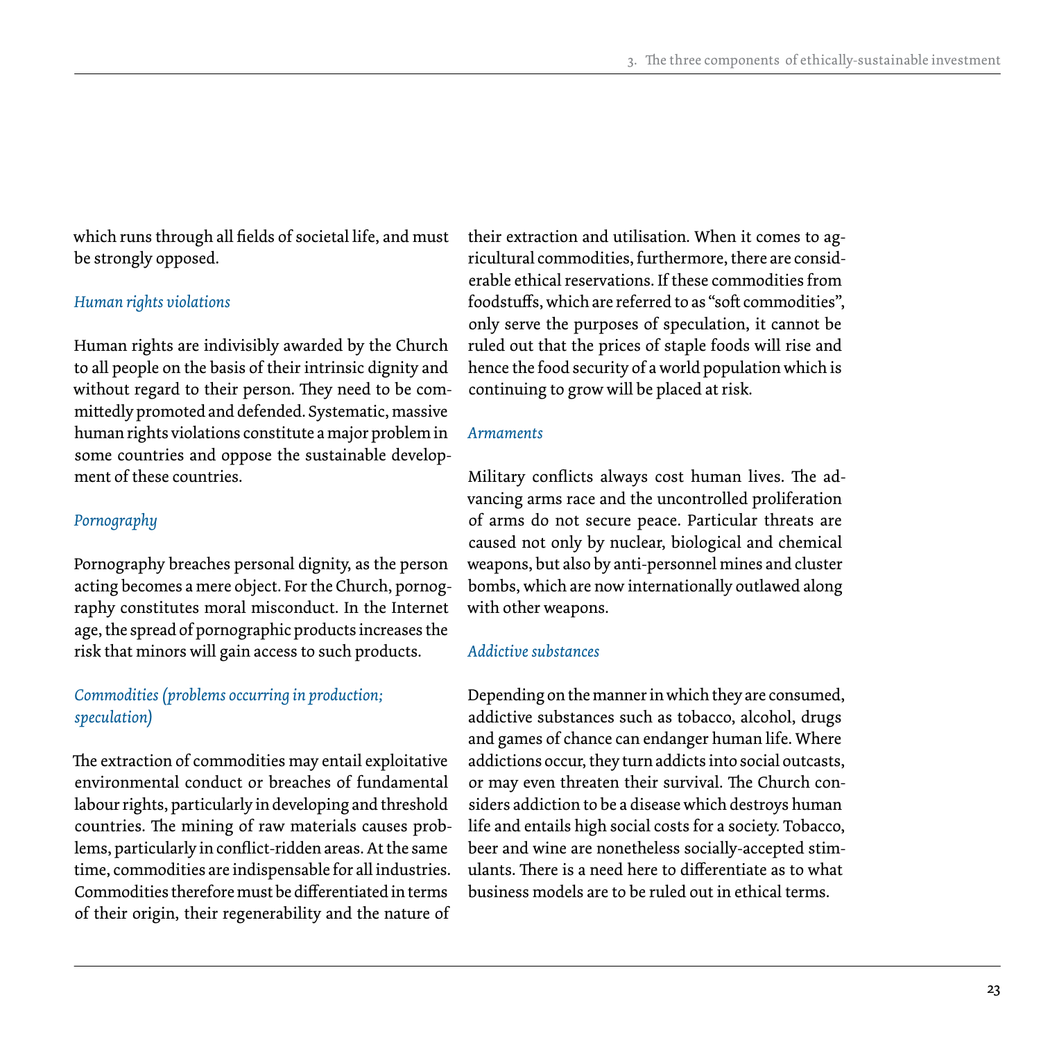which runs through all fields of societal life, and must be strongly opposed.

*Human rights violations*

Human rights are indivisibly awarded by the Church to all people on the basis of their intrinsic dignity and without regard to their person. They need to be committedly promoted and defended. Systematic, massive human rights violations constitute a major problem in some countries and oppose the sustainable development of these countries.

*Pornography*

Pornography breaches personal dignity, as the person acting becomes a mere object. For the Church, pornography constitutes moral misconduct. In the Internet age, the spread of pornographic products increases the risk that minors will gain access to such products.

*Commodities (problems occurring in production; speculation)*

The extraction of commodities may entail exploitative environmental conduct or breaches of fundamental labour rights, particularly in developing and threshold countries. The mining of raw materials causes problems, particularly in conflict-ridden areas. At the same time, commodities are indispensable for all industries. Commodities therefore must be differentiated in terms of their origin, their regenerability and the nature of their extraction and utilisation. When it comes to agricultural commodities, furthermore, there are considerable ethical reservations. If these commodities from foodstuffs, which are referred to as "soft commodities", only serve the purposes of speculation, it cannot be ruled out that the prices of staple foods will rise and hence the food security of a world population which is continuing to grow will be placed at risk.

*Armaments*

Military conflicts always cost human lives. The advancing arms race and the uncontrolled proliferation of arms do not secure peace. Particular threats are caused not only by nuclear, biological and chemical weapons, but also by anti-personnel mines and cluster bombs, which are now internationally outlawed along with other weapons.

*Addictive substances*

Depending on the manner in which they are consumed, addictive substances such as tobacco, alcohol, drugs and games of chance can endanger human life. Where addictions occur, they turn addicts into social outcasts, or may even threaten their survival. The Church considers addiction to be a disease which destroys human life and entails high social costs for a society. Tobacco, beer and wine are nonetheless socially-accepted stimulants. There is a need here to differentiate as to what business models are to be ruled out in ethical terms.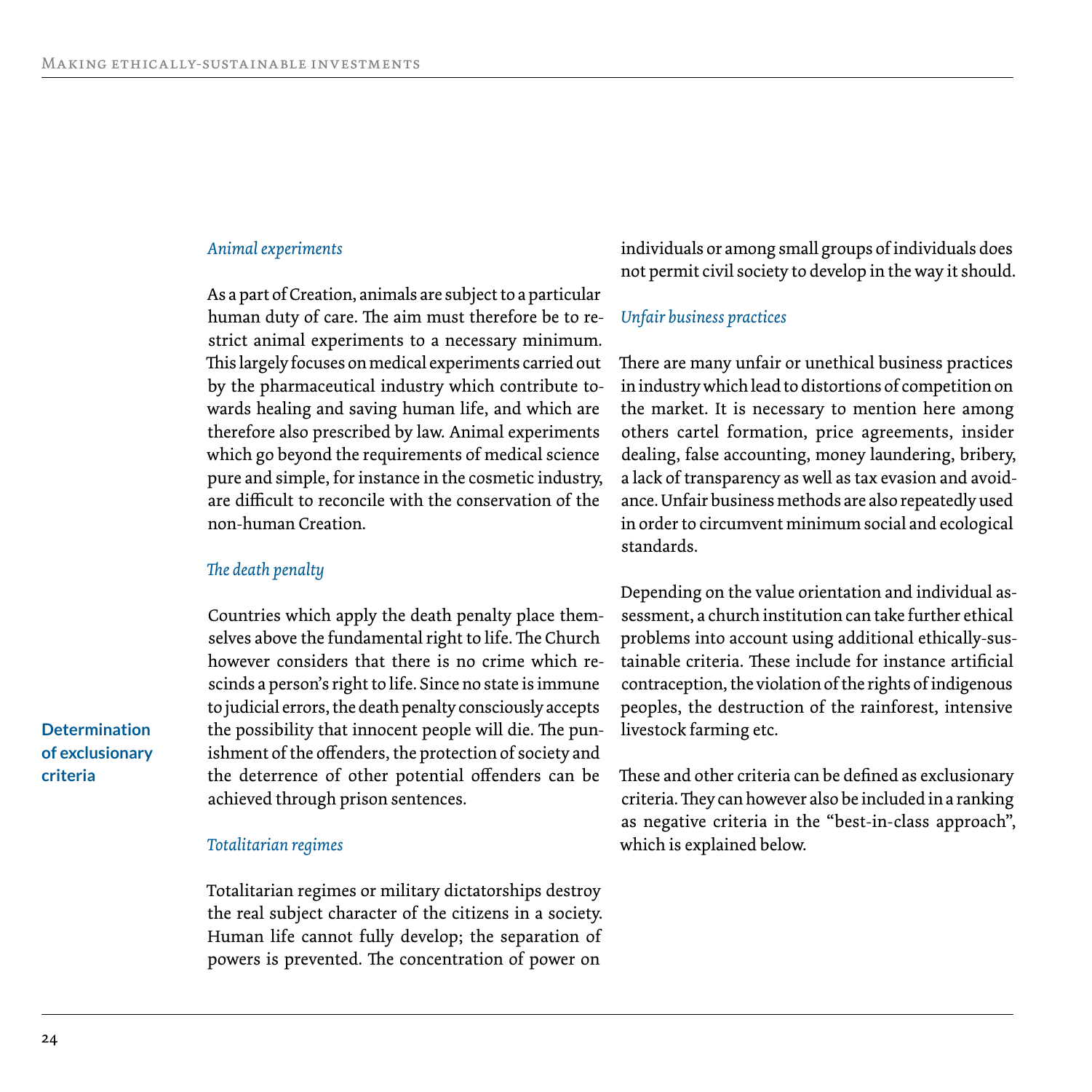#### *Animal experiments*

As a part of Creation, animals are subject to a particular human duty of care. The aim must therefore be to restrict animal experiments to a necessary minimum. This largely focuses on medical experiments carried out by the pharmaceutical industry which contribute towards healing and saving human life, and which are therefore also prescribed by law. Animal experiments which go beyond the requirements of medical science pure and simple, for instance in the cosmetic industry, are difficult to reconcile with the conservation of the non-human Creation.

#### *The death penalty*

**Determination of exclusionary criteria**

Countries which apply the death penalty place themselves above the fundamental right to life. The Church however considers that there is no crime which rescinds a person's right to life. Since no state is immune to judicial errors, the death penalty consciously accepts the possibility that innocent people will die. The punishment of the offenders, the protection of society and the deterrence of other potential offenders can be achieved through prison sentences.

#### *Totalitarian regimes*

Totalitarian regimes or military dictatorships destroy the real subject character of the citizens in a society. Human life cannot fully develop; the separation of powers is prevented. The concentration of power on individuals or among small groups of individuals does not permit civil society to develop in the way it should.

#### *Unfair business practices*

There are many unfair or unethical business practices in industry which lead to distortions of competition on the market. It is necessary to mention here among others cartel formation, price agreements, insider dealing, false accounting, money laundering, bribery, a lack of transparency as well as tax evasion and avoidance. Unfair business methods are also repeatedly used in order to circumvent minimum social and ecological standards.

Depending on the value orientation and individual assessment, a church institution can take further ethical problems into account using additional ethically-sustainable criteria. These include for instance artificial contraception, the violation of the rights of indigenous peoples, the destruction of the rainforest, intensive livestock farming etc.

These and other criteria can be defined as exclusionary criteria. They can however also be included in a ranking as negative criteria in the "best-in-class approach", which is explained below.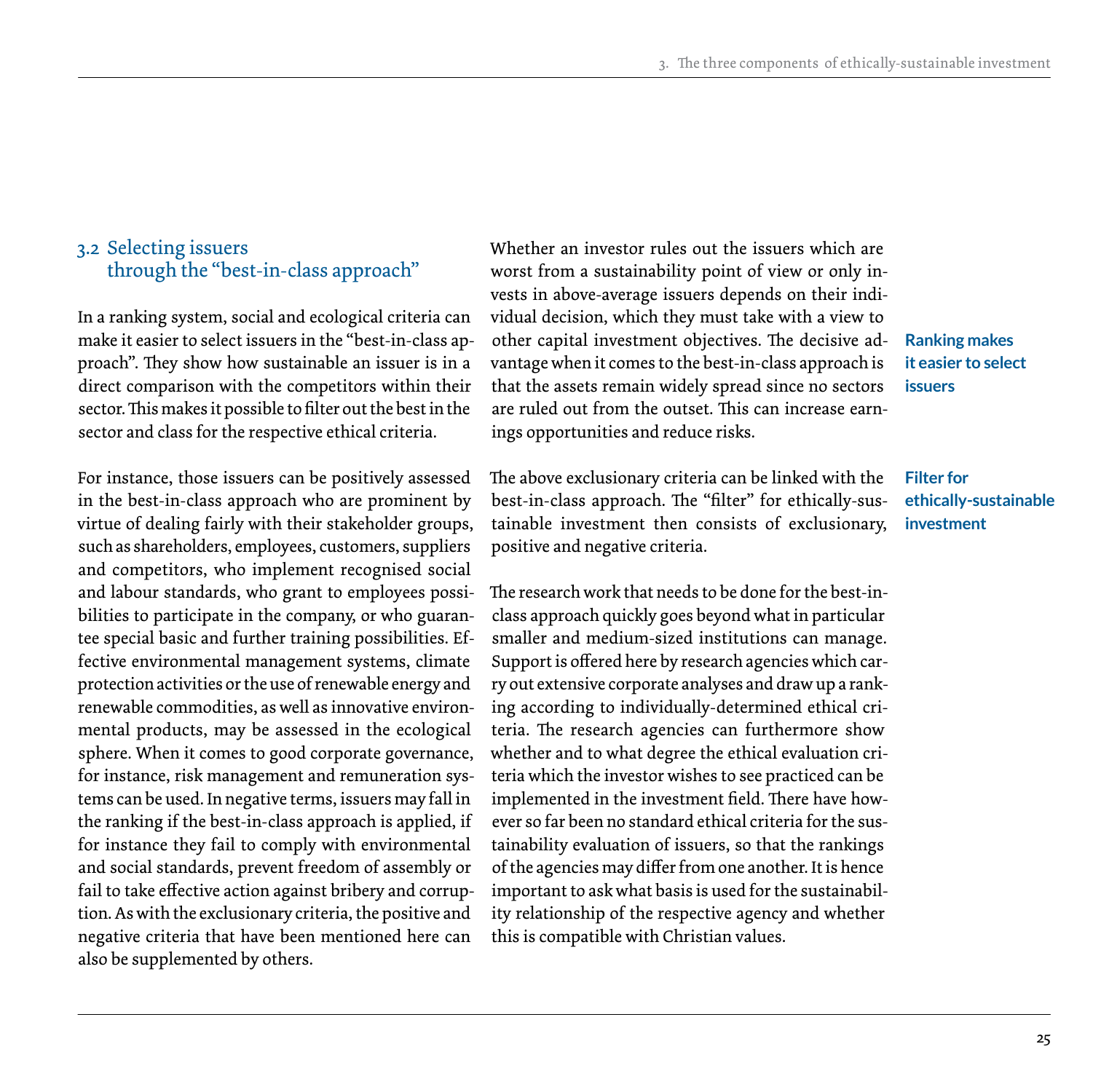## 3.2 Selecting issuers through the "best-in-class approach"

In a ranking system, social and ecological criteria can make it easier to select issuers in the "best-in-class approach". They show how sustainable an issuer is in a direct comparison with the competitors within their sector. This makes it possible to filter out the best in the sector and class for the respective ethical criteria.

For instance, those issuers can be positively assessed in the best-in-class approach who are prominent by virtue of dealing fairly with their stakeholder groups, such as shareholders, employees, customers, suppliers and competitors, who implement recognised social and labour standards, who grant to employees possibilities to participate in the company, or who guarantee special basic and further training possibilities. Effective environmental management systems, climate protection activities or the use of renewable energy and renewable commodities, as well as innovative environmental products, may be assessed in the ecological sphere. When it comes to good corporate governance, for instance, risk management and remuneration systems can be used. In negative terms, issuers may fall in the ranking if the best-in-class approach is applied, if for instance they fail to comply with environmental and social standards, prevent freedom of assembly or fail to take effective action against bribery and corruption. As with the exclusionary criteria, the positive and negative criteria that have been mentioned here can also be supplemented by others.

**Ranking makes it easier to select issuers**

Whether an investor rules out the issuers which are worst from a sustainability point of view or only invests in above-average issuers depends on their individual decision, which they must take with a view to other capital investment objectives. The decisive advantage when it comes to the best-in-class approach is that the assets remain widely spread since no sectors are ruled out from the outset. This can increase earnings opportunities and reduce risks.

**Filter for ethically-sustainable investment**

The above exclusionary criteria can be linked with the best-in-class approach. The "filter" for ethically-sustainable investment then consists of exclusionary, positive and negative criteria.

The research work that needs to be done for the best-in-class approach quickly goes beyond what in particular smaller and medium-sized institutions can manage. Support is offered here by research agencies which carry out extensive corporate analyses and draw up a ranking according to individually-determined ethical criteria. The research agencies can furthermore show whether and to what degree the ethical evaluation criteria which the investor wishes to see practiced can be implemented in the investment field. There have however so far been no standard ethical criteria for the sustainability evaluation of issuers, so that the rankings of the agencies may differ from one another. It is hence important to ask what basis is used for the sustainability relationship of the respective agency and whether this is compatible with Christian values.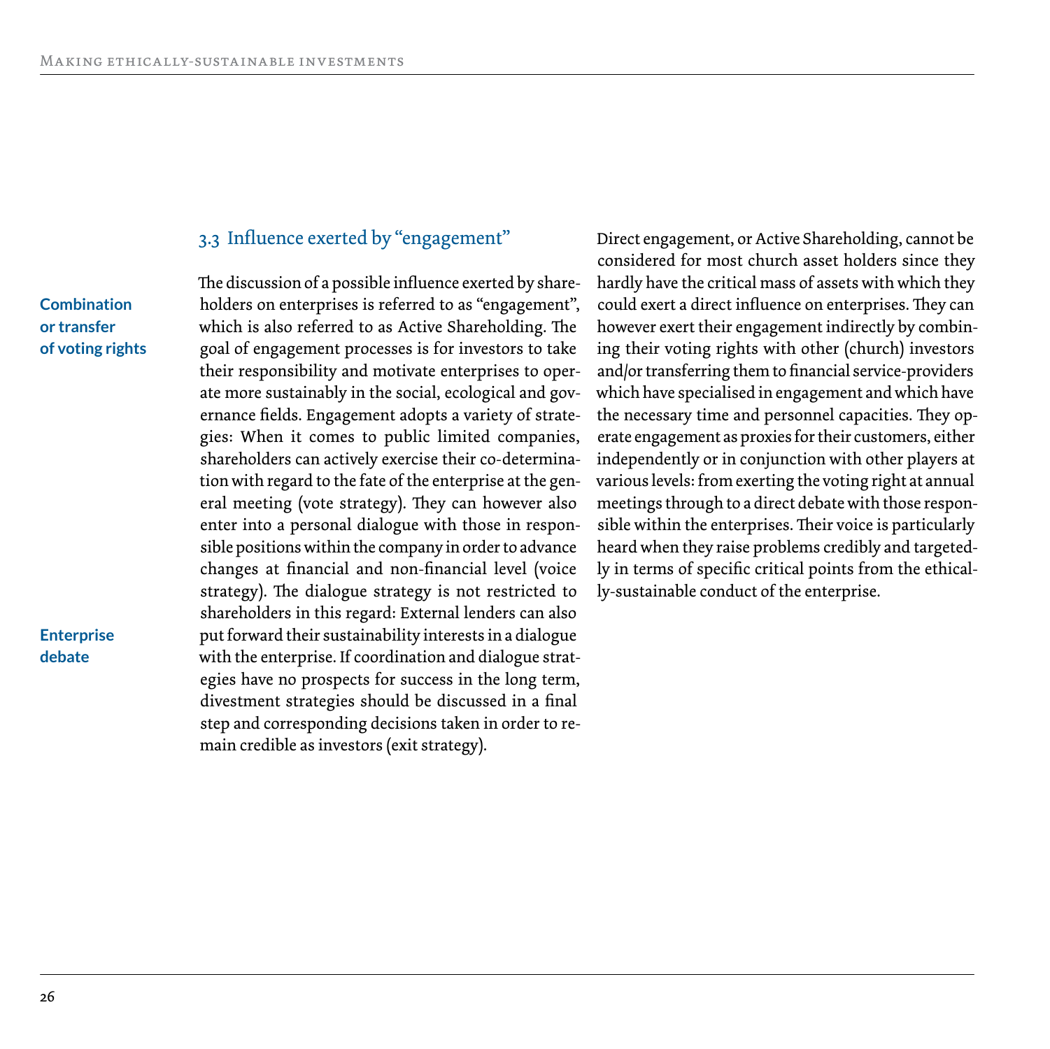## 3.3 Influence exerted by "engagement"

**Combination or transfer of voting rights**

The discussion of a possible influence exerted by shareholders on enterprises is referred to as "engagement", which is also referred to as Active Shareholding. The goal of engagement processes is for investors to take their responsibility and motivate enterprises to operate more sustainably in the social, ecological and governance fields. Engagement adopts a variety of strategies: When it comes to public limited companies, shareholders can actively exercise their co-determination with regard to the fate of the enterprise at the general meeting (vote strategy). They can however also enter into a personal dialogue with those in responsible positions within the company in order to advance changes at financial and non-financial level (voice strategy). The dialogue strategy is not restricted to shareholders in this regard: External lenders can also put forward their sustainability interests in a dialogue with the enterprise. If coordination and dialogue strategies have no prospects for success in the long term, divestment strategies should be discussed in a final step and corresponding decisions taken in order to remain credible as investors (exit strategy).

**Enterprise debate**

Direct engagement, or Active Shareholding, cannot be considered for most church asset holders since they hardly have the critical mass of assets with which they could exert a direct influence on enterprises. They can however exert their engagement indirectly by combining their voting rights with other (church) investors and/or transferring them to financial service-providers which have specialised in engagement and which have the necessary time and personnel capacities. They operate engagement as proxies for their customers, either independently or in conjunction with other players at various levels: from exerting the voting right at annual meetings through to a direct debate with those responsible within the enterprises. Their voice is particularly heard when they raise problems credibly and targetedly in terms of specific critical points from the ethically-sustainable conduct of the enterprise.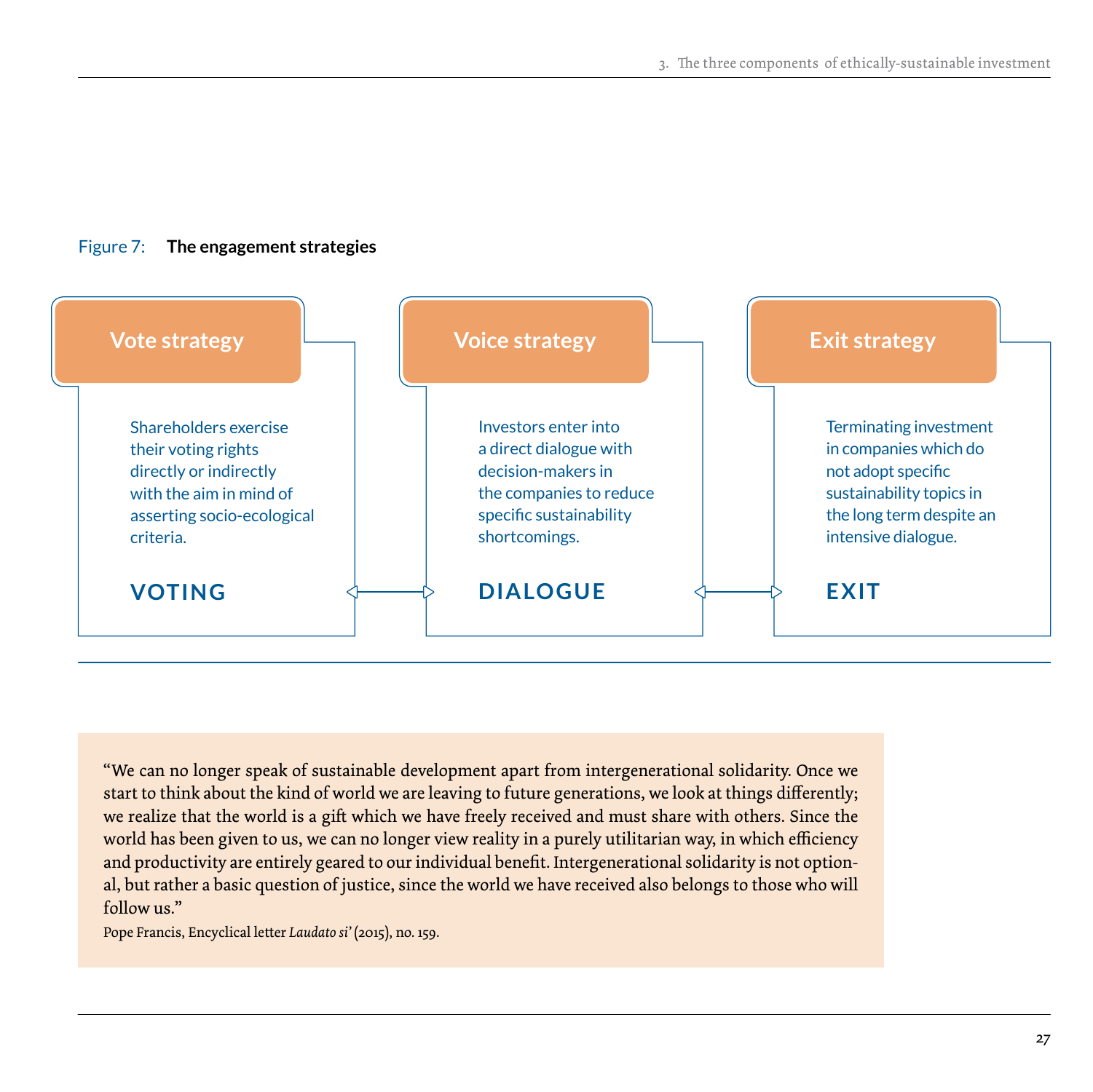Figure 7: **The engagement strategies**

### Vote strategy

Shareholders exercise their voting rights directly or indirectly with the aim in mind of asserting socio-ecological criteria.

**VOTING**

### Voice strategy

Investors enter into a direct dialogue with decision-makers in the companies to reduce specific sustainability shortcomings.

**DIALOGUE**

### Exit strategy

Terminating investment in companies which do not adopt specific sustainability topics in the long term despite an intensive dialogue.

**EXIT**

> "We can no longer speak of sustainable development apart from intergenerational solidarity. Once we start to think about the kind of world we are leaving to future generations, we look at things differently; we realize that the world is a gift which we have freely received and must share with others. Since the world has been given to us, we can no longer view reality in a purely utilitarian way, in which efficiency and productivity are entirely geared to our individual benefit. Intergenerational solidarity is not optional, but rather a basic question of justice, since the world we have received also belongs to those who will follow us."
>
> Pope Francis, Encyclical letter *Laudato si'* (2015), no. 159.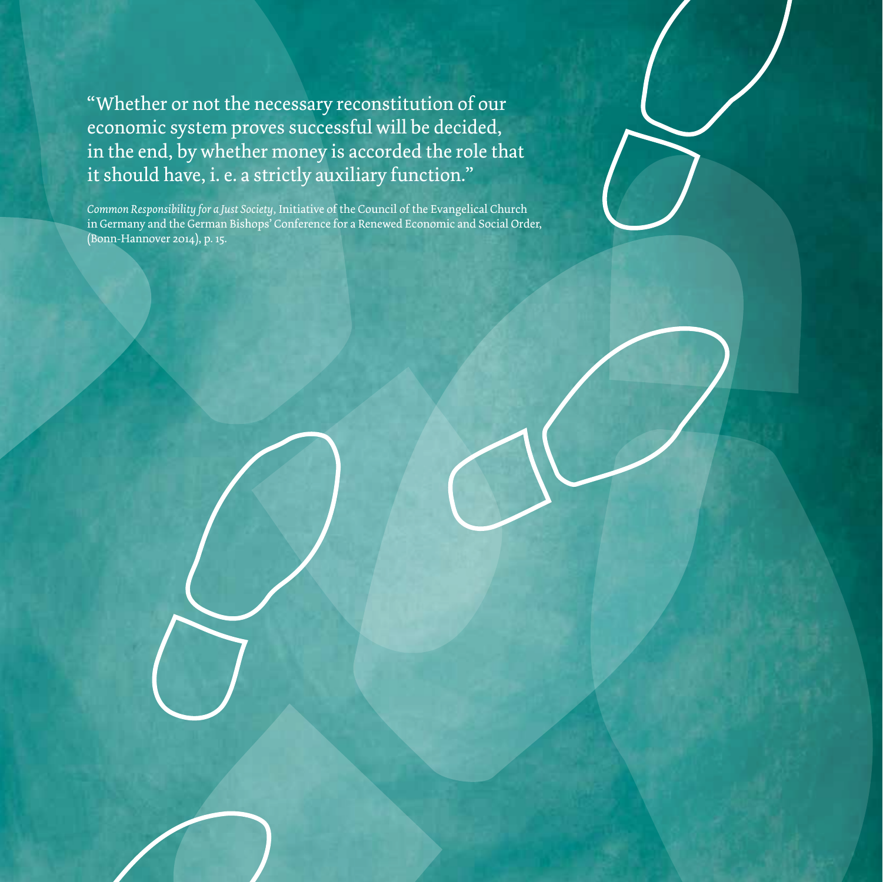"Whether or not the necessary reconstitution of our economic system proves successful will be decided, in the end, by whether money is accorded the role that it should have, i. e. a strictly auxiliary function."

*Common Responsibility for a Just Society*, Initiative of the Council of the Evangelical Church in Germany and the German Bishops' Conference for a Renewed Economic and Social Order, (Bonn-Hannover 2014), p. 15.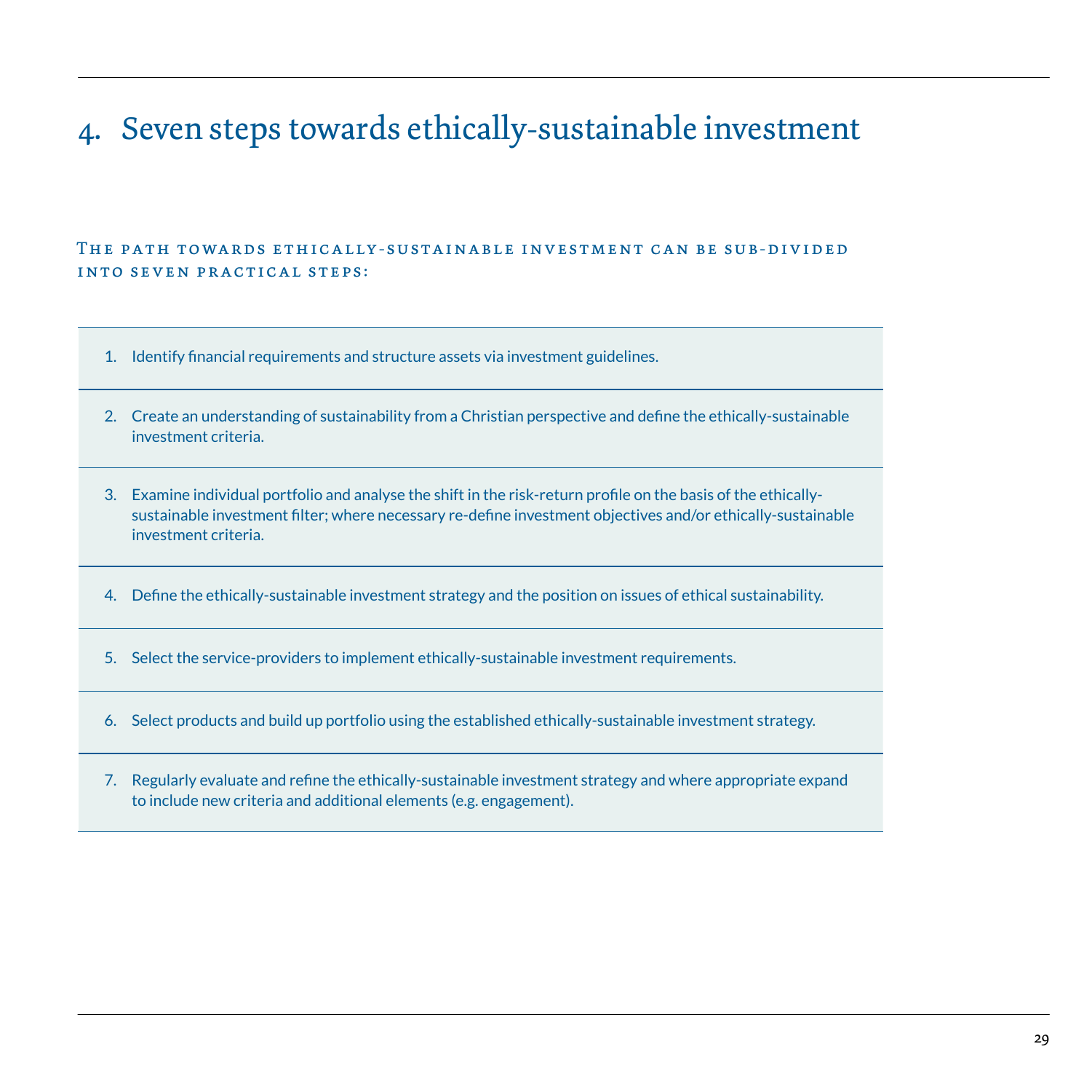# 4. Seven steps towards ethically-sustainable investment

### The path towards ethically-sustainable investment can be sub-divided into seven practical steps:

1. Identify financial requirements and structure assets via investment guidelines.
2. Create an understanding of sustainability from a Christian perspective and define the ethically-sustainable investment criteria.
3. Examine individual portfolio and analyse the shift in the risk-return profile on the basis of the ethically-sustainable investment filter; where necessary re-define investment objectives and/or ethically-sustainable investment criteria.
4. Define the ethically-sustainable investment strategy and the position on issues of ethical sustainability.
5. Select the service-providers to implement ethically-sustainable investment requirements.
6. Select products and build up portfolio using the established ethically-sustainable investment strategy.
7. Regularly evaluate and refine the ethically-sustainable investment strategy and where appropriate expand to include new criteria and additional elements (e.g. engagement).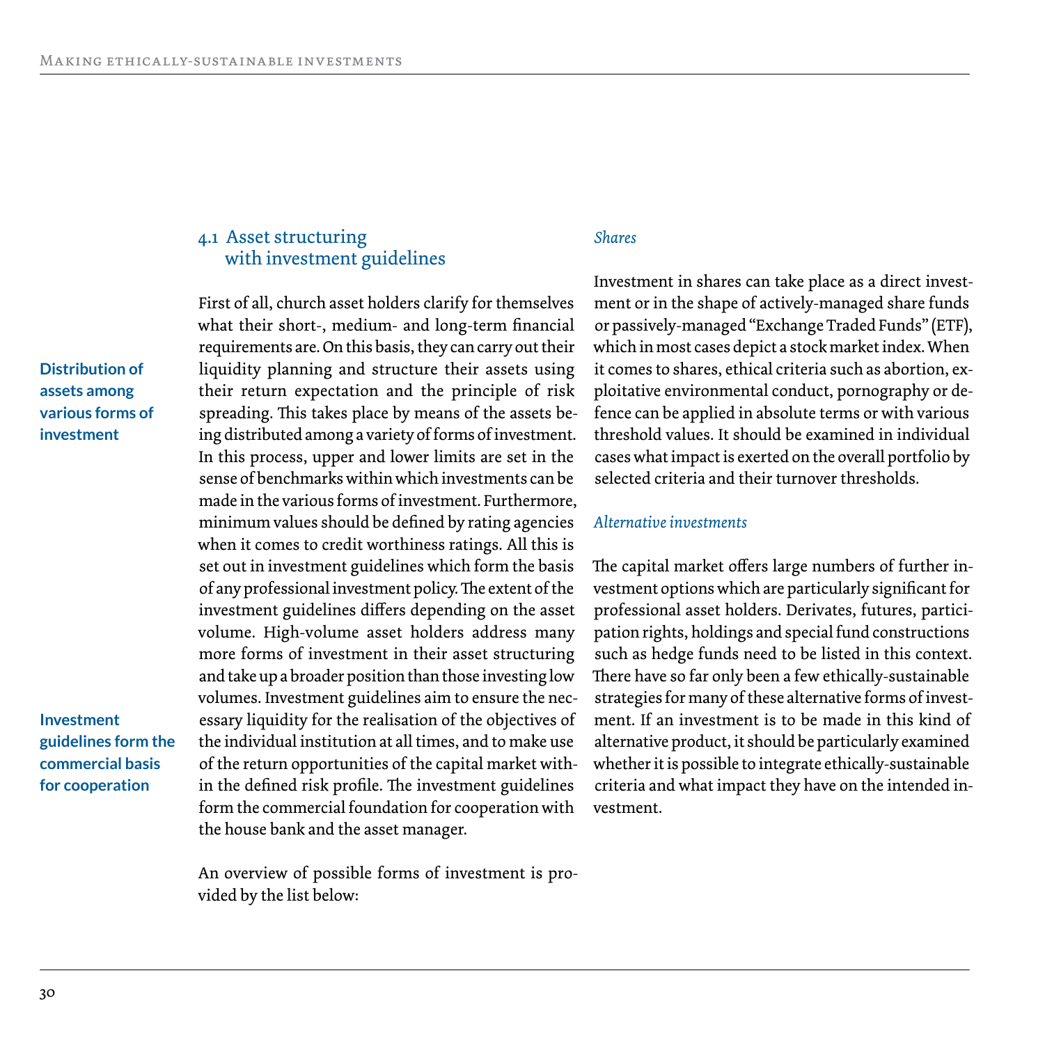## 4.1 Asset structuring with investment guidelines

**Distribution of assets among various forms of investment**

First of all, church asset holders clarify for themselves what their short-, medium- and long-term financial requirements are. On this basis, they can carry out their liquidity planning and structure their assets using their return expectation and the principle of risk spreading. This takes place by means of the assets being distributed among a variety of forms of investment. In this process, upper and lower limits are set in the sense of benchmarks within which investments can be made in the various forms of investment. Furthermore, minimum values should be defined by rating agencies when it comes to credit worthiness ratings. All this is set out in investment guidelines which form the basis of any professional investment policy. The extent of the investment guidelines differs depending on the asset volume. High-volume asset holders address many more forms of investment in their asset structuring and take up a broader position than those investing low volumes. Investment guidelines aim to ensure the necessary liquidity for the realisation of the objectives of the individual institution at all times, and to make use of the return opportunities of the capital market within the defined risk profile. The investment guidelines form the commercial foundation for cooperation with the house bank and the asset manager.

**Investment guidelines form the commercial basis for cooperation**

An overview of possible forms of investment is provided by the list below:

*Shares*

Investment in shares can take place as a direct investment or in the shape of actively-managed share funds or passively-managed "Exchange Traded Funds" (ETF), which in most cases depict a stock market index. When it comes to shares, ethical criteria such as abortion, exploitative environmental conduct, pornography or defence can be applied in absolute terms or with various threshold values. It should be examined in individual cases what impact is exerted on the overall portfolio by selected criteria and their turnover thresholds.

*Alternative investments*

The capital market offers large numbers of further investment options which are particularly significant for professional asset holders. Derivates, futures, participation rights, holdings and special fund constructions such as hedge funds need to be listed in this context. There have so far only been a few ethically-sustainable strategies for many of these alternative forms of investment. If an investment is to be made in this kind of alternative product, it should be particularly examined whether it is possible to integrate ethically-sustainable criteria and what impact they have on the intended investment.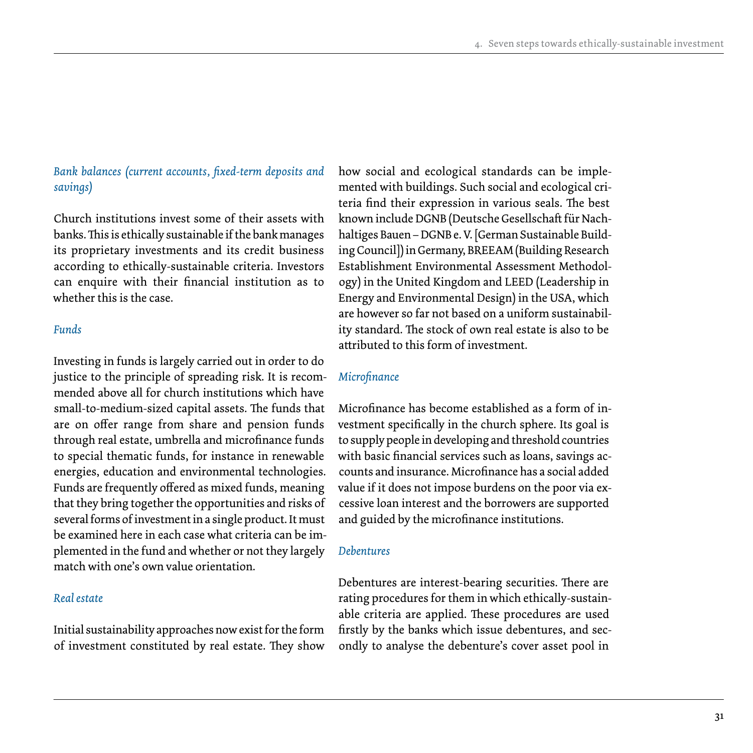*Bank balances (current accounts, fixed-term deposits and savings)*

Church institutions invest some of their assets with banks. This is ethically sustainable if the bank manages its proprietary investments and its credit business according to ethically-sustainable criteria. Investors can enquire with their financial institution as to whether this is the case.

*Funds*

Investing in funds is largely carried out in order to do justice to the principle of spreading risk. It is recommended above all for church institutions which have small-to-medium-sized capital assets. The funds that are on offer range from share and pension funds through real estate, umbrella and microfinance funds to special thematic funds, for instance in renewable energies, education and environmental technologies. Funds are frequently offered as mixed funds, meaning that they bring together the opportunities and risks of several forms of investment in a single product. It must be examined here in each case what criteria can be implemented in the fund and whether or not they largely match with one's own value orientation.

*Real estate*

Initial sustainability approaches now exist for the form of investment constituted by real estate. They show how social and ecological standards can be implemented with buildings. Such social and ecological criteria find their expression in various seals. The best known include DGNB (Deutsche Gesellschaft für Nachhaltiges Bauen – DGNB e. V. [German Sustainable Building Council]) in Germany, BREEAM (Building Research Establishment Environmental Assessment Methodology) in the United Kingdom and LEED (Leadership in Energy and Environmental Design) in the USA, which are however so far not based on a uniform sustainability standard. The stock of own real estate is also to be attributed to this form of investment.

*Microfinance*

Microfinance has become established as a form of investment specifically in the church sphere. Its goal is to supply people in developing and threshold countries with basic financial services such as loans, savings accounts and insurance. Microfinance has a social added value if it does not impose burdens on the poor via excessive loan interest and the borrowers are supported and guided by the microfinance institutions.

*Debentures*

Debentures are interest-bearing securities. There are rating procedures for them in which ethically-sustainable criteria are applied. These procedures are used firstly by the banks which issue debentures, and secondly to analyse the debenture's cover asset pool in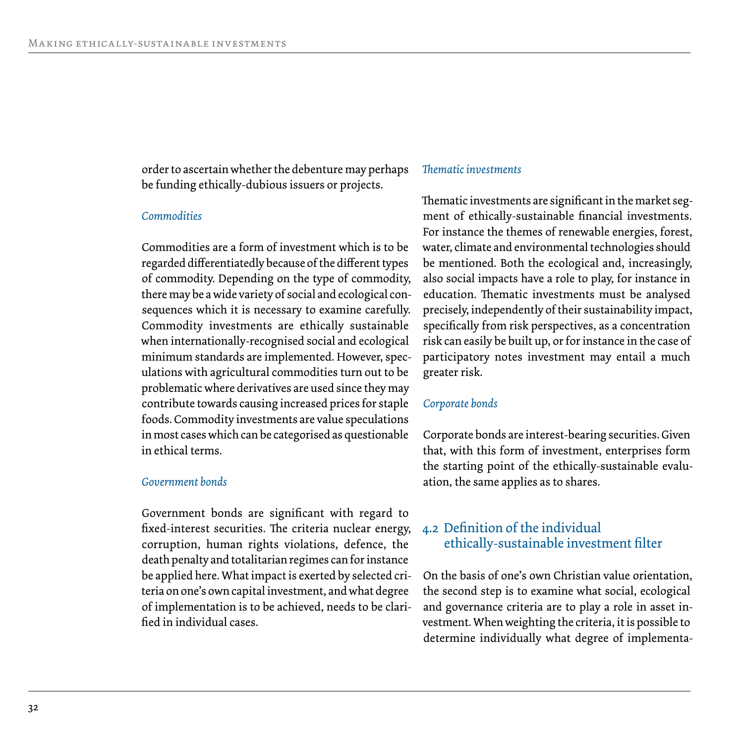order to ascertain whether the debenture may perhaps be funding ethically-dubious issuers or projects.

*Commodities*

Commodities are a form of investment which is to be regarded differentiatedly because of the different types of commodity. Depending on the type of commodity, there may be a wide variety of social and ecological consequences which it is necessary to examine carefully. Commodity investments are ethically sustainable when internationally-recognised social and ecological minimum standards are implemented. However, speculations with agricultural commodities turn out to be problematic where derivatives are used since they may contribute towards causing increased prices for staple foods. Commodity investments are value speculations in most cases which can be categorised as questionable in ethical terms.

*Government bonds*

Government bonds are significant with regard to fixed-interest securities. The criteria nuclear energy, corruption, human rights violations, defence, the death penalty and totalitarian regimes can for instance be applied here. What impact is exerted by selected criteria on one's own capital investment, and what degree of implementation is to be achieved, needs to be clarified in individual cases.

*Thematic investments*

Thematic investments are significant in the market segment of ethically-sustainable financial investments. For instance the themes of renewable energies, forest, water, climate and environmental technologies should be mentioned. Both the ecological and, increasingly, also social impacts have a role to play, for instance in education. Thematic investments must be analysed precisely, independently of their sustainability impact, specifically from risk perspectives, as a concentration risk can easily be built up, or for instance in the case of participatory notes investment may entail a much greater risk.

*Corporate bonds*

Corporate bonds are interest-bearing securities. Given that, with this form of investment, enterprises form the starting point of the ethically-sustainable evaluation, the same applies as to shares.

## 4.2 Definition of the individual ethically-sustainable investment filter

On the basis of one's own Christian value orientation, the second step is to examine what social, ecological and governance criteria are to play a role in asset investment. When weighting the criteria, it is possible to determine individually what degree of implementa-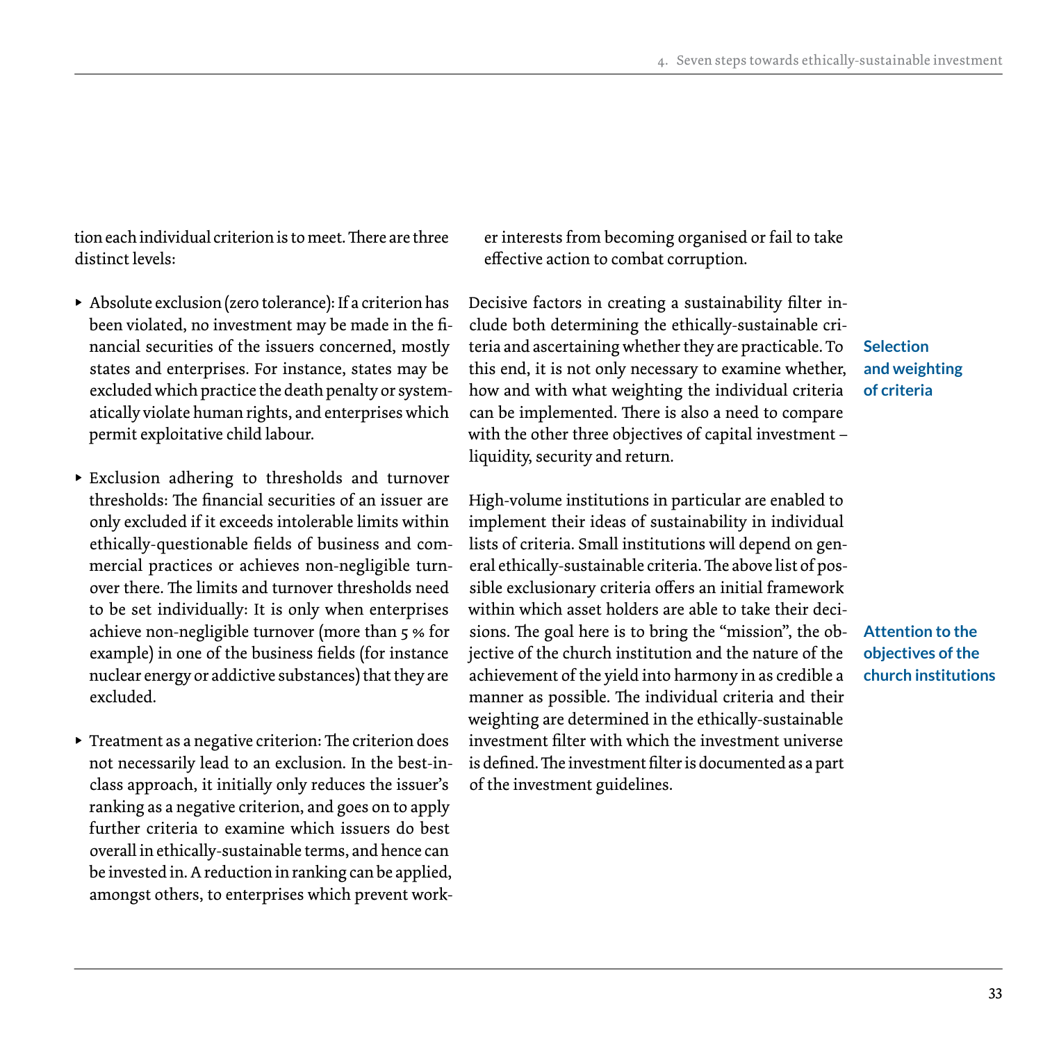tion each individual criterion is to meet. There are three distinct levels:

- Absolute exclusion (zero tolerance): If a criterion has been violated, no investment may be made in the financial securities of the issuers concerned, mostly states and enterprises. For instance, states may be excluded which practice the death penalty or systematically violate human rights, and enterprises which permit exploitative child labour.
- Exclusion adhering to thresholds and turnover thresholds: The financial securities of an issuer are only excluded if it exceeds intolerable limits within ethically-questionable fields of business and commercial practices or achieves non-negligible turnover there. The limits and turnover thresholds need to be set individually: It is only when enterprises achieve non-negligible turnover (more than 5 % for example) in one of the business fields (for instance nuclear energy or addictive substances) that they are excluded.
- Treatment as a negative criterion: The criterion does not necessarily lead to an exclusion. In the best-in-class approach, it initially only reduces the issuer's ranking as a negative criterion, and goes on to apply further criteria to examine which issuers do best overall in ethically-sustainable terms, and hence can be invested in. A reduction in ranking can be applied, amongst others, to enterprises which prevent worker interests from becoming organised or fail to take effective action to combat corruption.

**Selection and weighting of criteria**

Decisive factors in creating a sustainability filter include both determining the ethically-sustainable criteria and ascertaining whether they are practicable. To this end, it is not only necessary to examine whether, how and with what weighting the individual criteria can be implemented. There is also a need to compare with the other three objectives of capital investment – liquidity, security and return.

**Attention to the objectives of the church institutions**

High-volume institutions in particular are enabled to implement their ideas of sustainability in individual lists of criteria. Small institutions will depend on general ethically-sustainable criteria. The above list of possible exclusionary criteria offers an initial framework within which asset holders are able to take their decisions. The goal here is to bring the "mission", the objective of the church institution and the nature of the achievement of the yield into harmony in as credible a manner as possible. The individual criteria and their weighting are determined in the ethically-sustainable investment filter with which the investment universe is defined. The investment filter is documented as a part of the investment guidelines.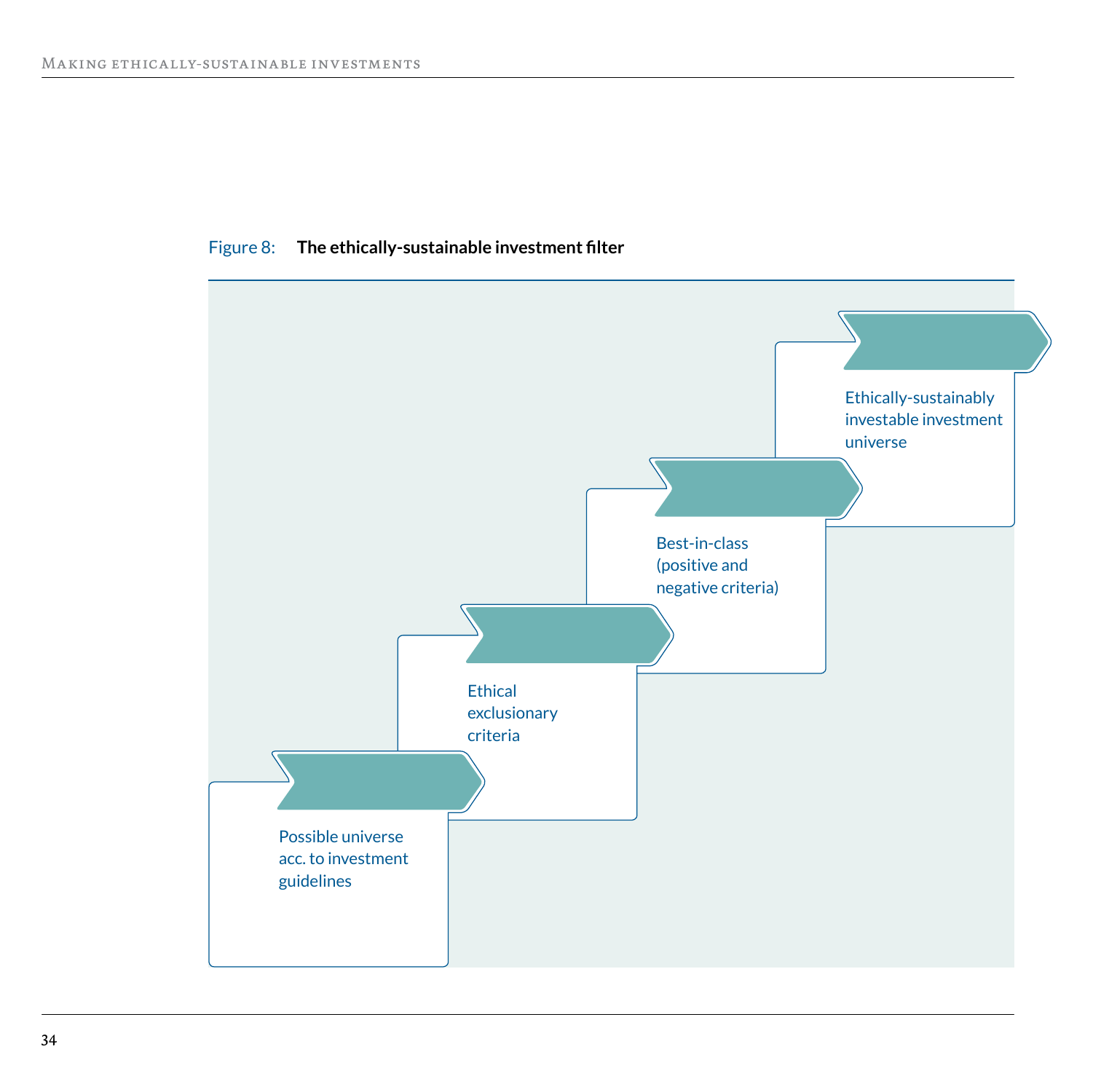Figure 8: **The ethically-sustainable investment filter**

Possible universe acc. to investment guidelines

Ethical exclusionary criteria

Best-in-class (positive and negative criteria)

Ethically-sustainably investable investment universe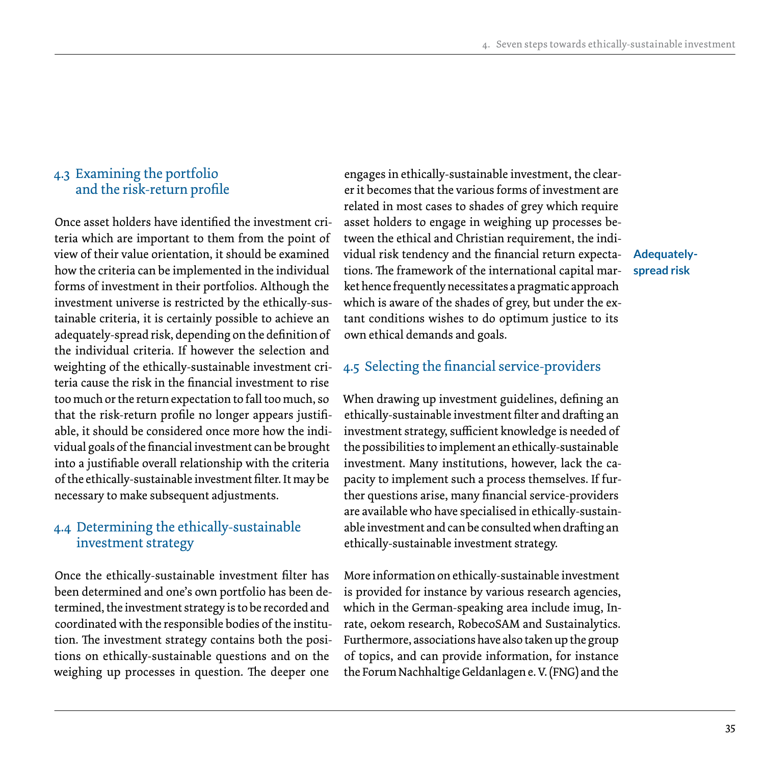## 4.3 Examining the portfolio and the risk-return profile

Once asset holders have identified the investment criteria which are important to them from the point of view of their value orientation, it should be examined how the criteria can be implemented in the individual forms of investment in their portfolios. Although the investment universe is restricted by the ethically-sustainable criteria, it is certainly possible to achieve an adequately-spread risk, depending on the definition of the individual criteria. If however the selection and weighting of the ethically-sustainable investment criteria cause the risk in the financial investment to rise too much or the return expectation to fall too much, so that the risk-return profile no longer appears justifiable, it should be considered once more how the individual goals of the financial investment can be brought into a justifiable overall relationship with the criteria of the ethically-sustainable investment filter. It may be necessary to make subsequent adjustments.

**Adequately-spread risk**

## 4.4 Determining the ethically-sustainable investment strategy

Once the ethically-sustainable investment filter has been determined and one's own portfolio has been determined, the investment strategy is to be recorded and coordinated with the responsible bodies of the institution. The investment strategy contains both the positions on ethically-sustainable questions and on the weighing up processes in question. The deeper one engages in ethically-sustainable investment, the clearer it becomes that the various forms of investment are related in most cases to shades of grey which require asset holders to engage in weighing up processes between the ethical and Christian requirement, the individual risk tendency and the financial return expectations. The framework of the international capital market hence frequently necessitates a pragmatic approach which is aware of the shades of grey, but under the extant conditions wishes to do optimum justice to its own ethical demands and goals.

## 4.5 Selecting the financial service-providers

When drawing up investment guidelines, defining an ethically-sustainable investment filter and drafting an investment strategy, sufficient knowledge is needed of the possibilities to implement an ethically-sustainable investment. Many institutions, however, lack the capacity to implement such a process themselves. If further questions arise, many financial service-providers are available who have specialised in ethically-sustainable investment and can be consulted when drafting an ethically-sustainable investment strategy.

More information on ethically-sustainable investment is provided for instance by various research agencies, which in the German-speaking area include imug, Inrate, oekom research, RobecoSAM and Sustainalytics. Furthermore, associations have also taken up the group of topics, and can provide information, for instance the Forum Nachhaltige Geldanlagen e. V. (FNG) and the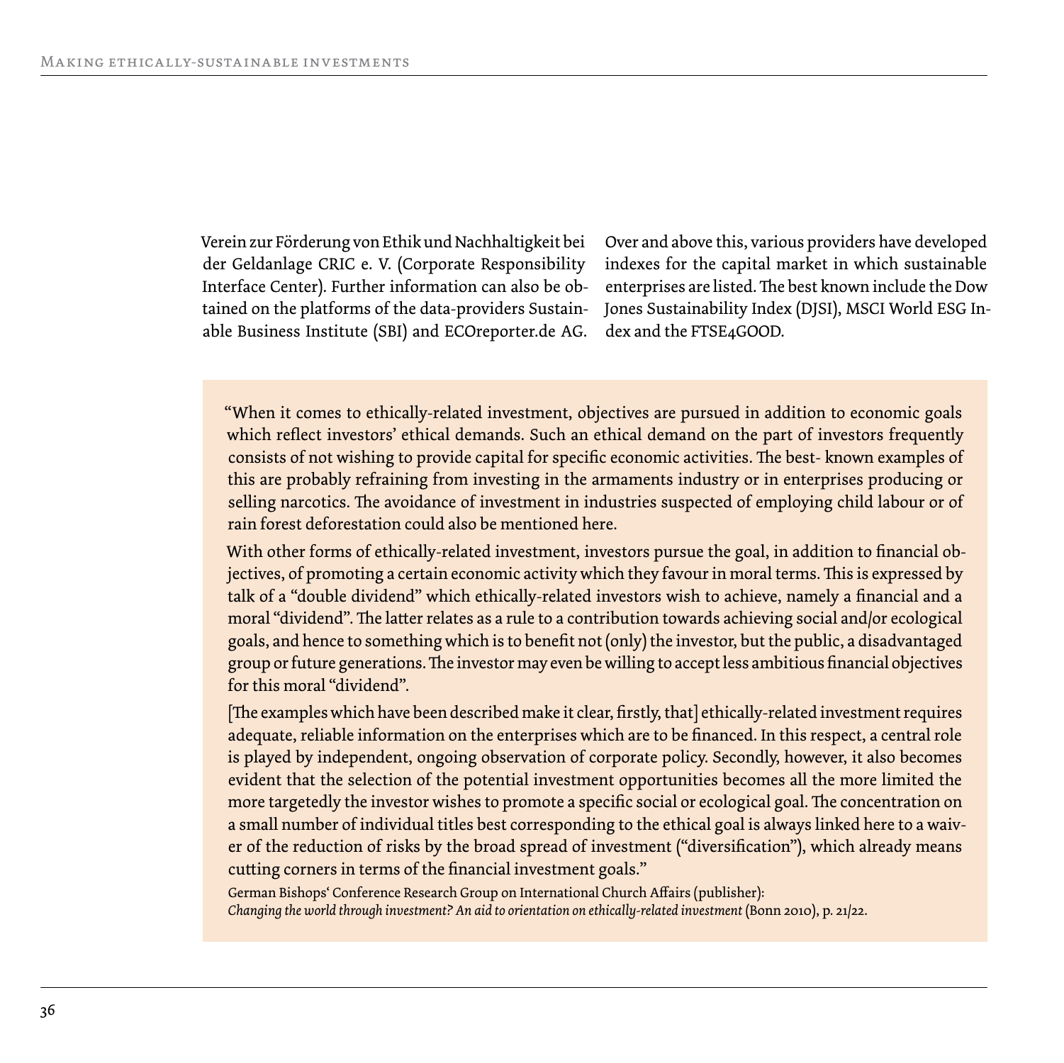Verein zur Förderung von Ethik und Nachhaltigkeit bei der Geldanlage CRIC e. V. (Corporate Responsibility Interface Center). Further information can also be obtained on the platforms of the data-providers Sustainable Business Institute (SBI) and ECOreporter.de AG.

Over and above this, various providers have developed indexes for the capital market in which sustainable enterprises are listed. The best known include the Dow Jones Sustainability Index (DJSI), MSCI World ESG Index and the FTSE4GOOD.

> "When it comes to ethically-related investment, objectives are pursued in addition to economic goals which reflect investors' ethical demands. Such an ethical demand on the part of investors frequently consists of not wishing to provide capital for specific economic activities. The best- known examples of this are probably refraining from investing in the armaments industry or in enterprises producing or selling narcotics. The avoidance of investment in industries suspected of employing child labour or of rain forest deforestation could also be mentioned here.
>
> With other forms of ethically-related investment, investors pursue the goal, in addition to financial objectives, of promoting a certain economic activity which they favour in moral terms. This is expressed by talk of a "double dividend" which ethically-related investors wish to achieve, namely a financial and a moral "dividend". The latter relates as a rule to a contribution towards achieving social and/or ecological goals, and hence to something which is to benefit not (only) the investor, but the public, a disadvantaged group or future generations. The investor may even be willing to accept less ambitious financial objectives for this moral "dividend".
>
> [The examples which have been described make it clear, firstly, that] ethically-related investment requires adequate, reliable information on the enterprises which are to be financed. In this respect, a central role is played by independent, ongoing observation of corporate policy. Secondly, however, it also becomes evident that the selection of the potential investment opportunities becomes all the more limited the more targetedly the investor wishes to promote a specific social or ecological goal. The concentration on a small number of individual titles best corresponding to the ethical goal is always linked here to a waiver of the reduction of risks by the broad spread of investment ("diversification"), which already means cutting corners in terms of the financial investment goals."
>
> German Bishops' Conference Research Group on International Church Affairs (publisher):
> *Changing the world through investment? An aid to orientation on ethically-related investment* (Bonn 2010), p. 21/22.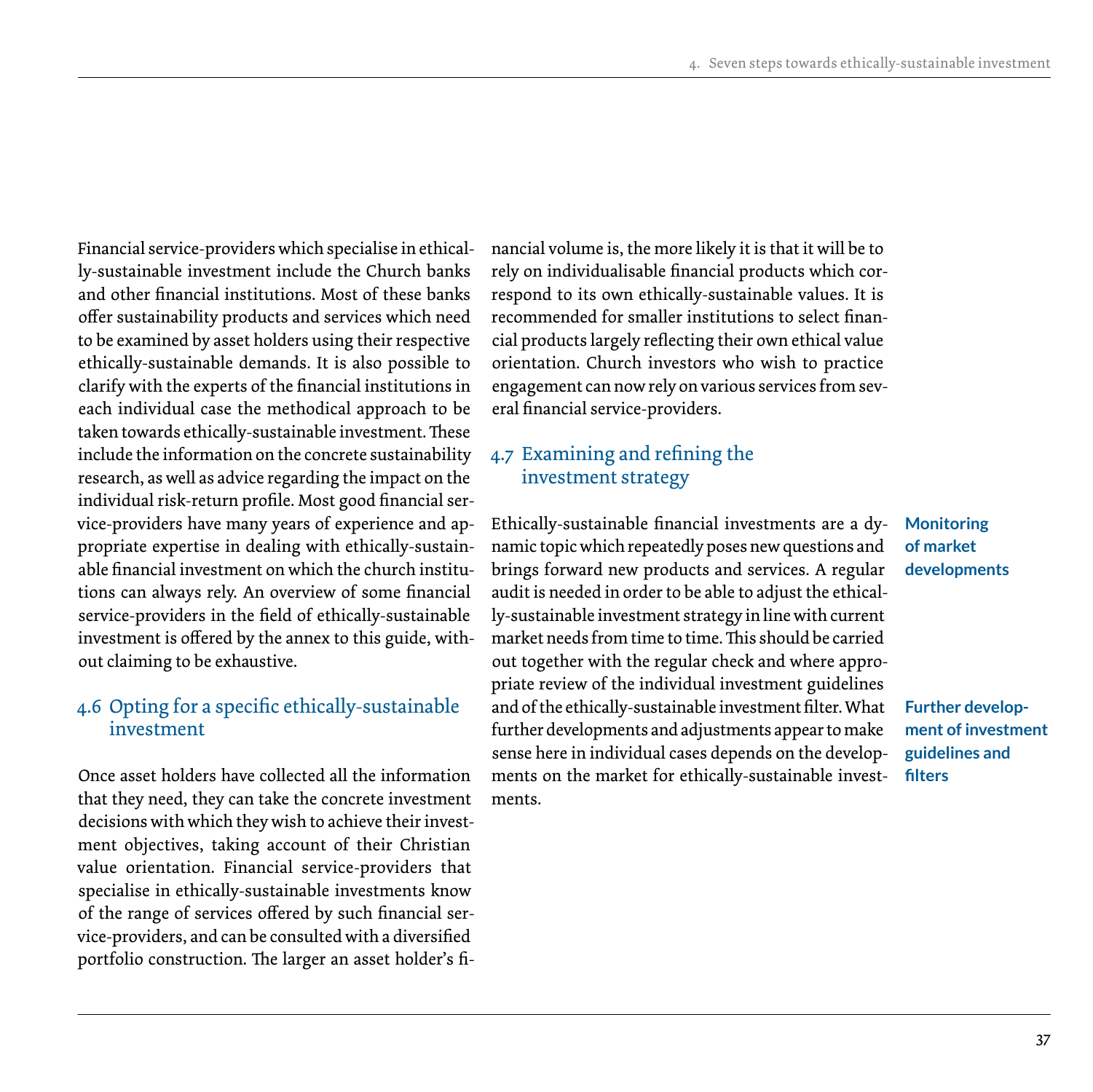Financial service-providers which specialise in ethically-sustainable investment include the Church banks and other financial institutions. Most of these banks offer sustainability products and services which need to be examined by asset holders using their respective ethically-sustainable demands. It is also possible to clarify with the experts of the financial institutions in each individual case the methodical approach to be taken towards ethically-sustainable investment. These include the information on the concrete sustainability research, as well as advice regarding the impact on the individual risk-return profile. Most good financial service-providers have many years of experience and appropriate expertise in dealing with ethically-sustainable financial investment on which the church institutions can always rely. An overview of some financial service-providers in the field of ethically-sustainable investment is offered by the annex to this guide, without claiming to be exhaustive.

## 4.6 Opting for a specific ethically-sustainable investment

Once asset holders have collected all the information that they need, they can take the concrete investment decisions with which they wish to achieve their investment objectives, taking account of their Christian value orientation. Financial service-providers that specialise in ethically-sustainable investments know of the range of services offered by such financial service-providers, and can be consulted with a diversified portfolio construction. The larger an asset holder's financial volume is, the more likely it is that it will be to rely on individualisable financial products which correspond to its own ethically-sustainable values. It is recommended for smaller institutions to select financial products largely reflecting their own ethical value orientation. Church investors who wish to practice engagement can now rely on various services from several financial service-providers.

## 4.7 Examining and refining the investment strategy

**Monitoring of market developments**

Ethically-sustainable financial investments are a dynamic topic which repeatedly poses new questions and brings forward new products and services. A regular audit is needed in order to be able to adjust the ethically-sustainable investment strategy in line with current market needs from time to time. This should be carried out together with the regular check and where appropriate review of the individual investment guidelines and of the ethically-sustainable investment filter. What further developments and adjustments appear to make sense here in individual cases depends on the developments on the market for ethically-sustainable investments.

**Further development of investment guidelines and filters**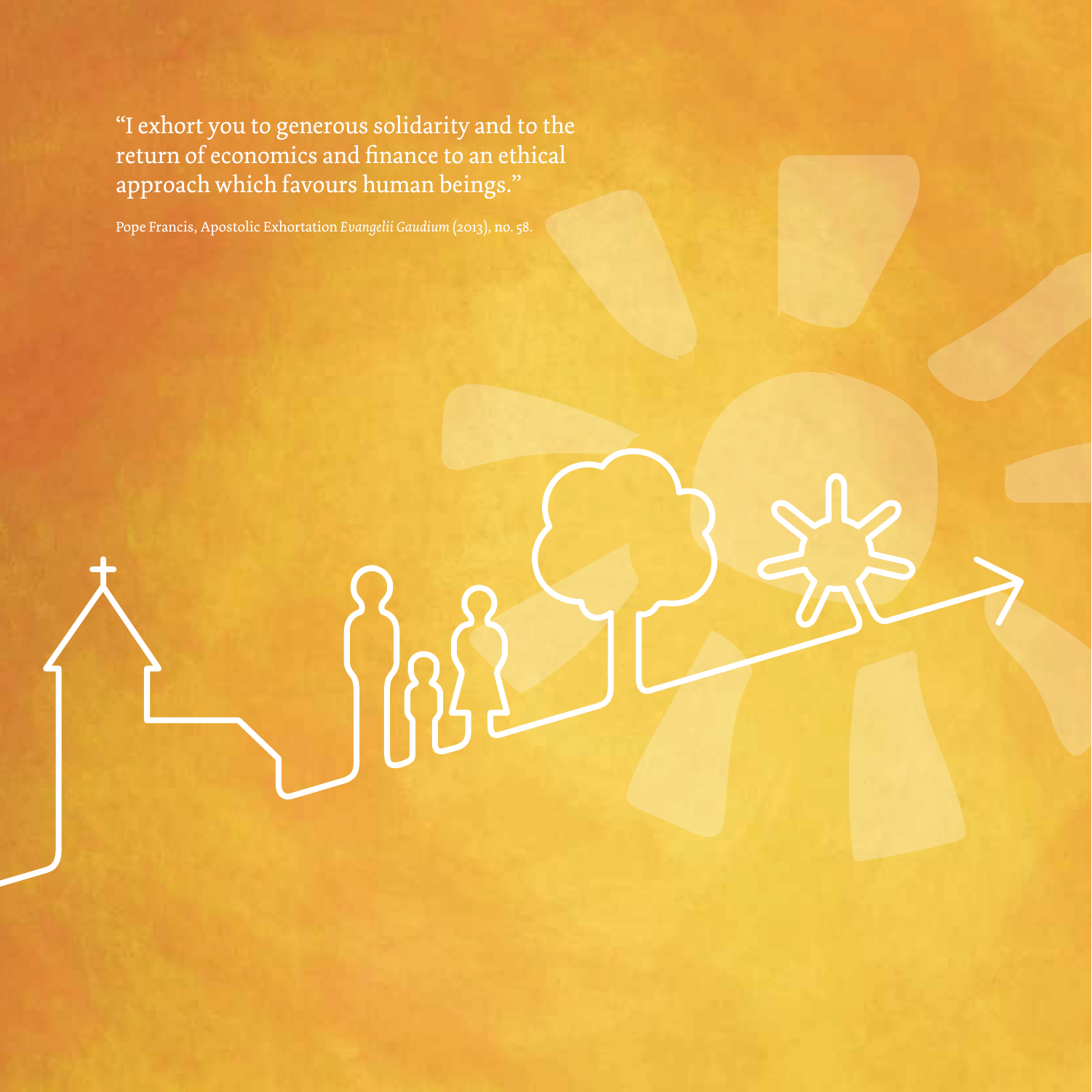"I exhort you to generous solidarity and to the return of economics and finance to an ethical approach which favours human beings."

Pope Francis, Apostolic Exhortation *Evangelii Gaudium* (2013), no. 58.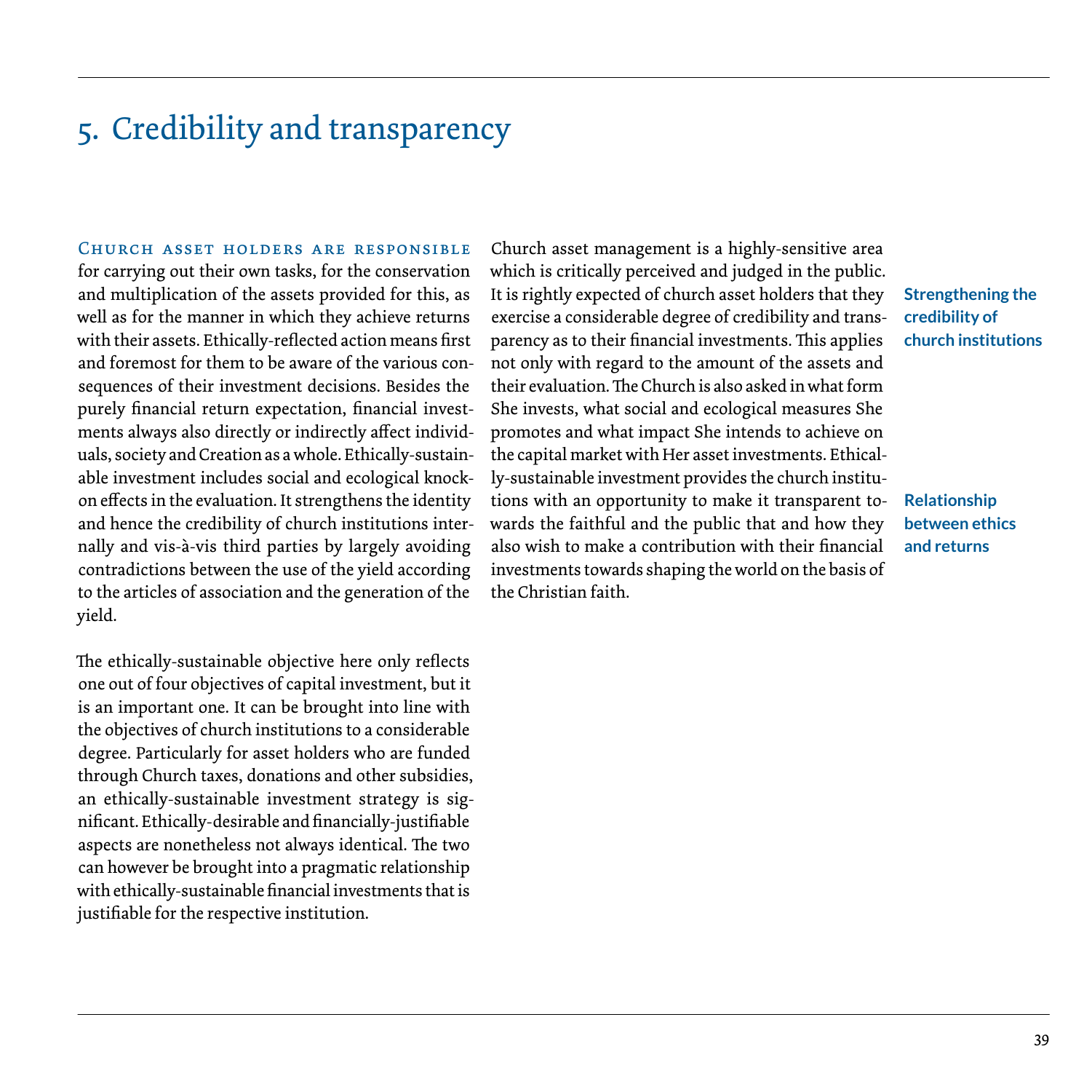# 5. Credibility and transparency

Church asset holders are responsible for carrying out their own tasks, for the conservation and multiplication of the assets provided for this, as well as for the manner in which they achieve returns with their assets. Ethically-reflected action means first and foremost for them to be aware of the various consequences of their investment decisions. Besides the purely financial return expectation, financial investments always also directly or indirectly affect individuals, society and Creation as a whole. Ethically-sustainable investment includes social and ecological knock-on effects in the evaluation. It strengthens the identity and hence the credibility of church institutions internally and vis-à-vis third parties by largely avoiding contradictions between the use of the yield according to the articles of association and the generation of the yield.

The ethically-sustainable objective here only reflects one out of four objectives of capital investment, but it is an important one. It can be brought into line with the objectives of church institutions to a considerable degree. Particularly for asset holders who are funded through Church taxes, donations and other subsidies, an ethically-sustainable investment strategy is significant. Ethically-desirable and financially-justifiable aspects are nonetheless not always identical. The two can however be brought into a pragmatic relationship with ethically-sustainable financial investments that is justifiable for the respective institution.

**Strengthening the credibility of church institutions**

Church asset management is a highly-sensitive area which is critically perceived and judged in the public. It is rightly expected of church asset holders that they exercise a considerable degree of credibility and transparency as to their financial investments. This applies not only with regard to the amount of the assets and their evaluation. The Church is also asked in what form She invests, what social and ecological measures She promotes and what impact She intends to achieve on the capital market with Her asset investments. Ethically-sustainable investment provides the church institutions with an opportunity to make it transparent towards the faithful and the public that and how they also wish to make a contribution with their financial investments towards shaping the world on the basis of the Christian faith.

**Relationship between ethics and returns**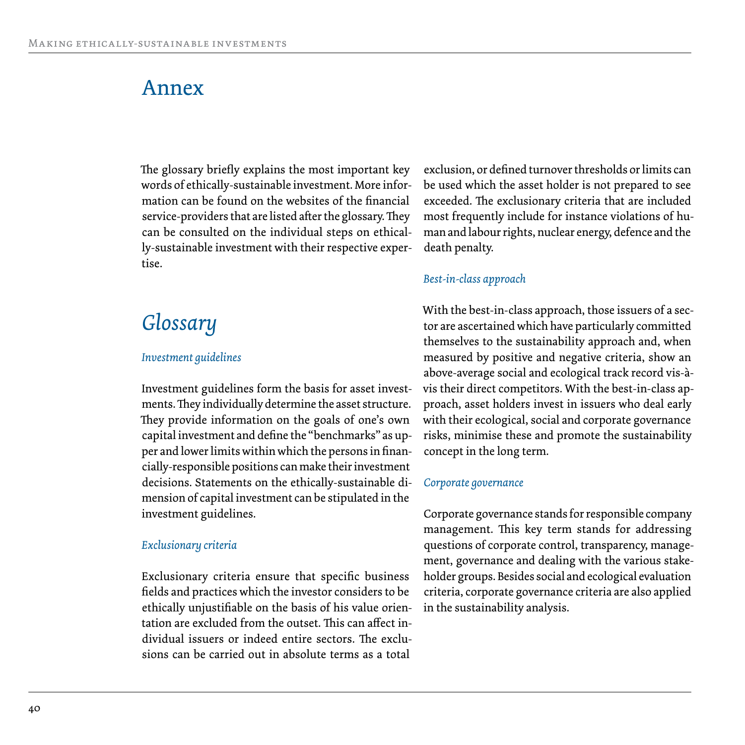# Annex

The glossary briefly explains the most important key words of ethically-sustainable investment. More information can be found on the websites of the financial service-providers that are listed after the glossary. They can be consulted on the individual steps on ethically-sustainable investment with their respective expertise.

## *Glossary*

### *Investment guidelines*

Investment guidelines form the basis for asset investments. They individually determine the asset structure. They provide information on the goals of one's own capital investment and define the "benchmarks" as upper and lower limits within which the persons in financially-responsible positions can make their investment decisions. Statements on the ethically-sustainable dimension of capital investment can be stipulated in the investment guidelines.

### *Exclusionary criteria*

Exclusionary criteria ensure that specific business fields and practices which the investor considers to be ethically unjustifiable on the basis of his value orientation are excluded from the outset. This can affect individual issuers or indeed entire sectors. The exclusions can be carried out in absolute terms as a total exclusion, or defined turnover thresholds or limits can be used which the asset holder is not prepared to see exceeded. The exclusionary criteria that are included most frequently include for instance violations of human and labour rights, nuclear energy, defence and the death penalty.

### *Best-in-class approach*

With the best-in-class approach, those issuers of a sector are ascertained which have particularly committed themselves to the sustainability approach and, when measured by positive and negative criteria, show an above-average social and ecological track record vis-à-vis their direct competitors. With the best-in-class approach, asset holders invest in issuers who deal early with their ecological, social and corporate governance risks, minimise these and promote the sustainability concept in the long term.

### *Corporate governance*

Corporate governance stands for responsible company management. This key term stands for addressing questions of corporate control, transparency, management, governance and dealing with the various stakeholder groups. Besides social and ecological evaluation criteria, corporate governance criteria are also applied in the sustainability analysis.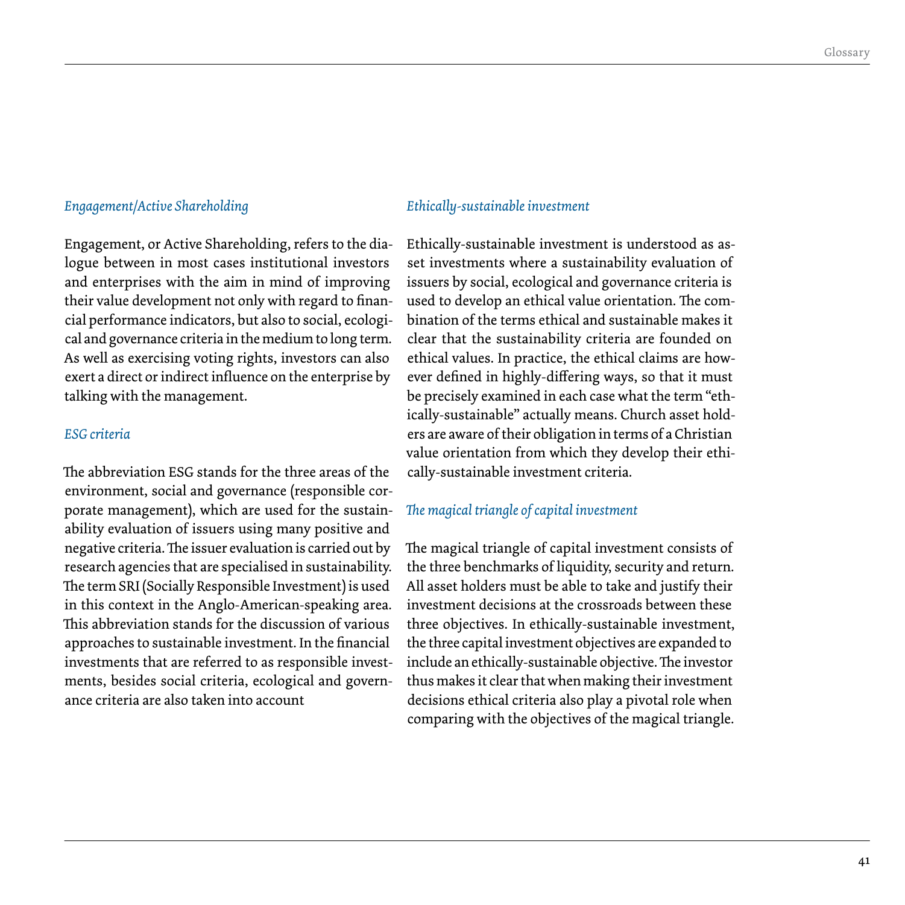### *Engagement/Active Shareholding*

Engagement, or Active Shareholding, refers to the dialogue between in most cases institutional investors and enterprises with the aim in mind of improving their value development not only with regard to financial performance indicators, but also to social, ecological and governance criteria in the medium to long term. As well as exercising voting rights, investors can also exert a direct or indirect influence on the enterprise by talking with the management.

### *ESG criteria*

The abbreviation ESG stands for the three areas of the environment, social and governance (responsible corporate management), which are used for the sustainability evaluation of issuers using many positive and negative criteria. The issuer evaluation is carried out by research agencies that are specialised in sustainability. The term SRI (Socially Responsible Investment) is used in this context in the Anglo-American-speaking area. This abbreviation stands for the discussion of various approaches to sustainable investment. In the financial investments that are referred to as responsible investments, besides social criteria, ecological and governance criteria are also taken into account

### *Ethically-sustainable investment*

Ethically-sustainable investment is understood as asset investments where a sustainability evaluation of issuers by social, ecological and governance criteria is used to develop an ethical value orientation. The combination of the terms ethical and sustainable makes it clear that the sustainability criteria are founded on ethical values. In practice, the ethical claims are however defined in highly-differing ways, so that it must be precisely examined in each case what the term "ethically-sustainable" actually means. Church asset holders are aware of their obligation in terms of a Christian value orientation from which they develop their ethically-sustainable investment criteria.

### *The magical triangle of capital investment*

The magical triangle of capital investment consists of the three benchmarks of liquidity, security and return. All asset holders must be able to take and justify their investment decisions at the crossroads between these three objectives. In ethically-sustainable investment, the three capital investment objectives are expanded to include an ethically-sustainable objective. The investor thus makes it clear that when making their investment decisions ethical criteria also play a pivotal role when comparing with the objectives of the magical triangle.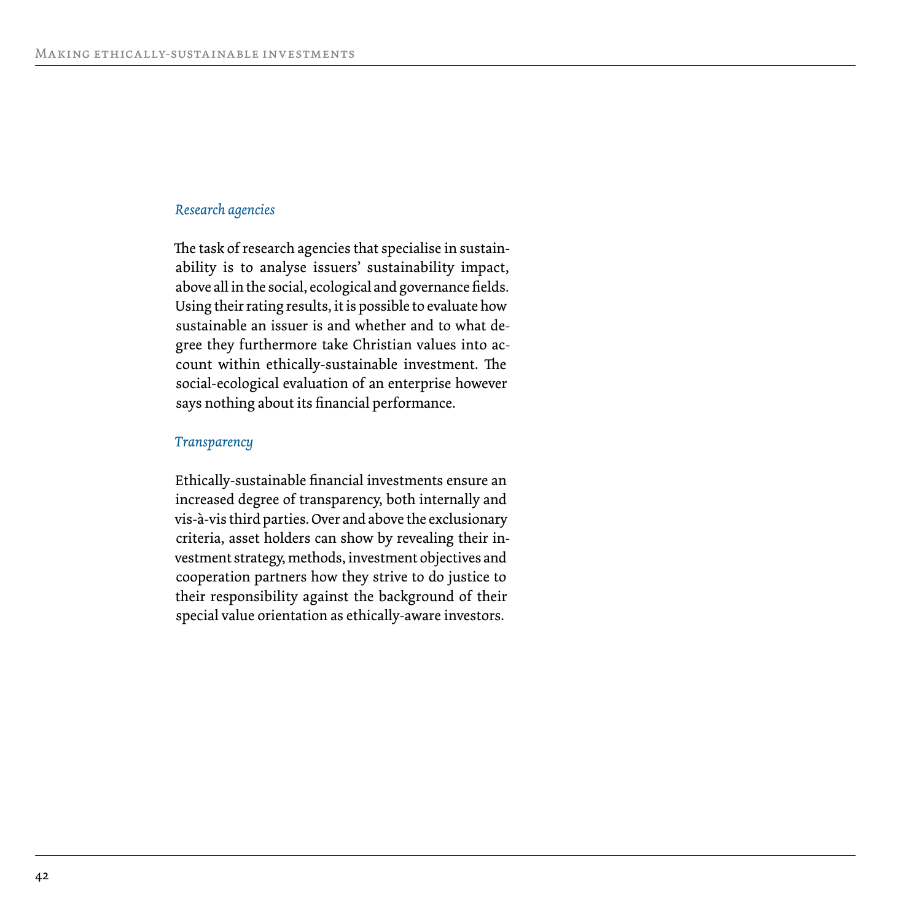*Research agencies*

The task of research agencies that specialise in sustainability is to analyse issuers' sustainability impact, above all in the social, ecological and governance fields. Using their rating results, it is possible to evaluate how sustainable an issuer is and whether and to what degree they furthermore take Christian values into account within ethically-sustainable investment. The social-ecological evaluation of an enterprise however says nothing about its financial performance.

*Transparency*

Ethically-sustainable financial investments ensure an increased degree of transparency, both internally and vis-à-vis third parties. Over and above the exclusionary criteria, asset holders can show by revealing their investment strategy, methods, investment objectives and cooperation partners how they strive to do justice to their responsibility against the background of their special value orientation as ethically-aware investors.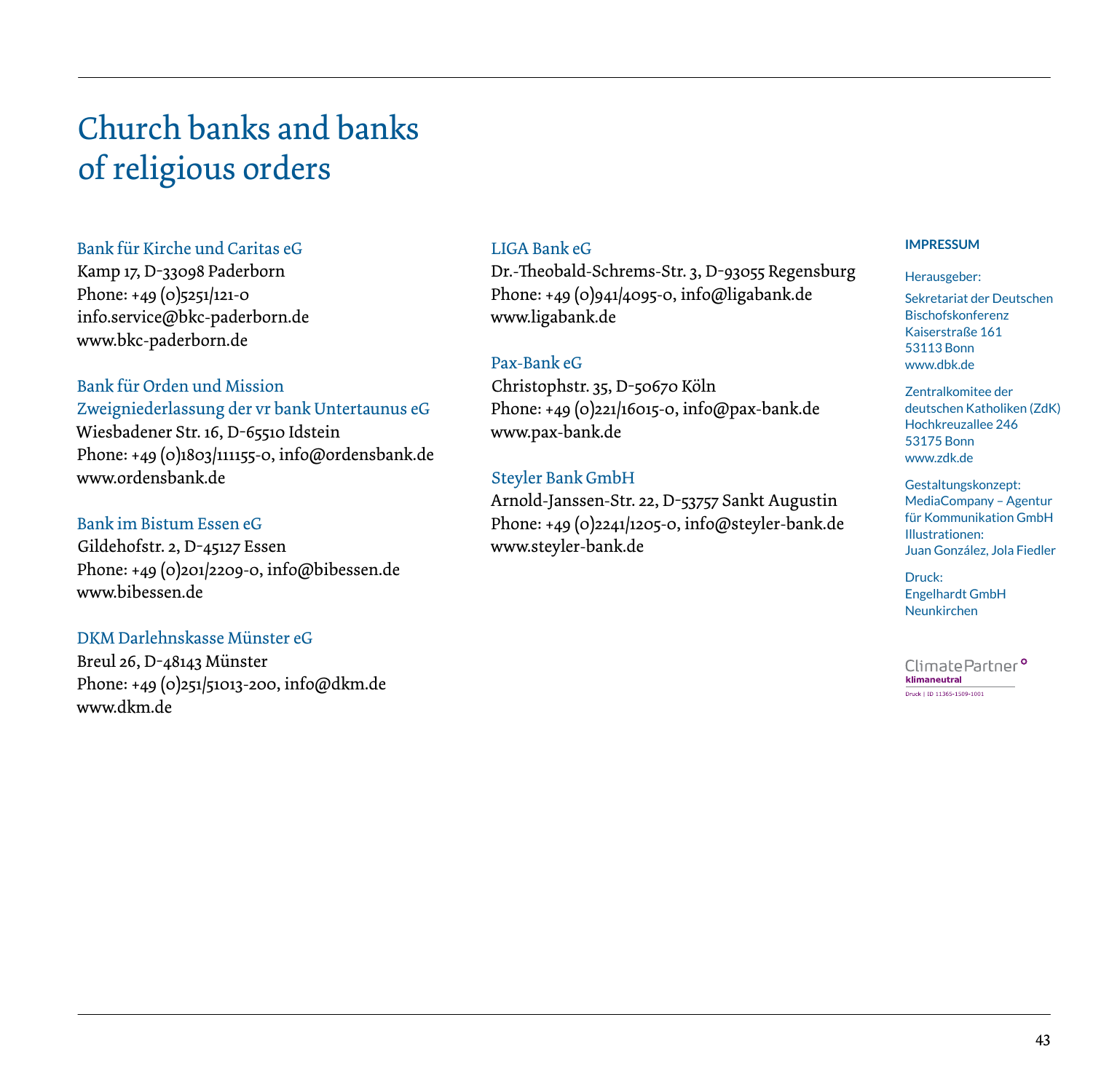# Church banks and banks of religious orders

Bank für Kirche und Caritas eG
Kamp 17, D-33098 Paderborn
Phone: +49 (0)5251/121-0
info.service@bkc-paderborn.de
www.bkc-paderborn.de

Bank für Orden und Mission
Zweigniederlassung der vr bank Untertaunus eG
Wiesbadener Str. 16, D-65510 Idstein
Phone: +49 (0)1803/111155-0, info@ordensbank.de
www.ordensbank.de

Bank im Bistum Essen eG
Gildehofstr. 2, D-45127 Essen
Phone: +49 (0)201/2209-0, info@bibessen.de
www.bibessen.de

DKM Darlehnskasse Münster eG
Breul 26, D-48143 Münster
Phone: +49 (0)251/51013-200, info@dkm.de
www.dkm.de

LIGA Bank eG
Dr.-Theobald-Schrems-Str. 3, D-93055 Regensburg
Phone: +49 (0)941/4095-0, info@ligabank.de
www.ligabank.de

Pax-Bank eG
Christophstr. 35, D-50670 Köln
Phone: +49 (0)221/16015-0, info@pax-bank.de
www.pax-bank.de

Steyler Bank GmbH
Arnold-Janssen-Str. 22, D-53757 Sankt Augustin
Phone: +49 (0)2241/1205-0, info@steyler-bank.de
www.steyler-bank.de

**IMPRESSUM**

Herausgeber:

Sekretariat der Deutschen Bischofskonferenz
Kaiserstraße 161
53113 Bonn
www.dbk.de

Zentralkomitee der deutschen Katholiken (ZdK)
Hochkreuzallee 246
53175 Bonn
www.zdk.de

Gestaltungskonzept:
MediaCompany – Agentur für Kommunikation GmbH
Illustrationen:
Juan González, Jola Fiedler

Druck:
Engelhardt GmbH
Neunkirchen

ClimatePartner
klimaneutral
Druck | ID 11365-1509-1001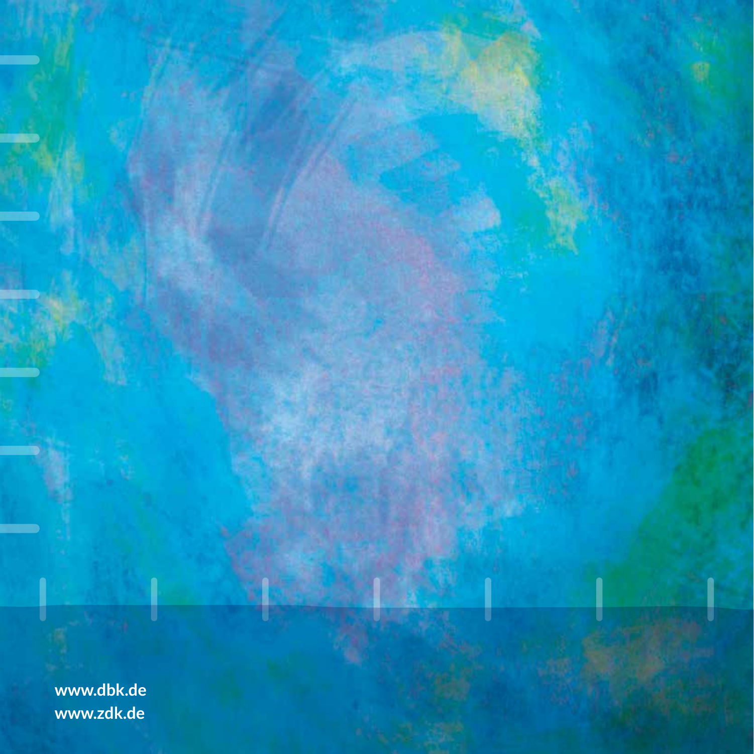www.dbk.de
www.zdk.de